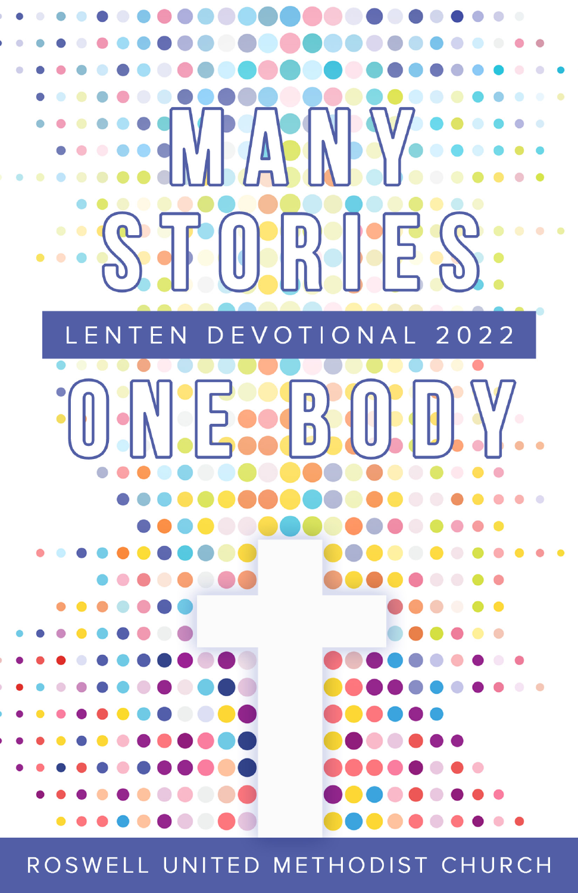# MANY STORIES

LENTEN DEVOTIONAL 2022

# ONE BODY

ROSWELL UNITED METHODIST CHURCH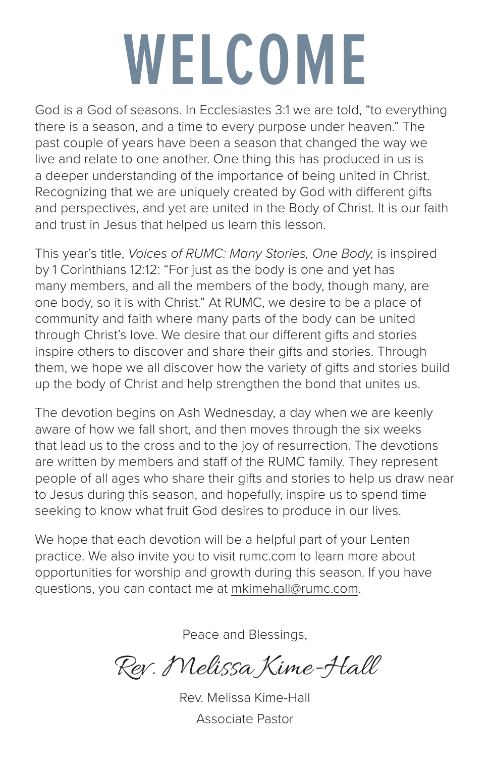# WELCOME

God is a God of seasons. In Ecclesiastes 3:1 we are told, "to everything there is a season, and a time to every purpose under heaven." The past couple of years have been a season that changed the way we live and relate to one another. One thing this has produced in us is a deeper understanding of the importance of being united in Christ. Recognizing that we are uniquely created by God with different gifts and perspectives, and yet are united in the Body of Christ. It is our faith and trust in Jesus that helped us learn this lesson.

This year's title, *Voices of RUMC: Many Stories, One Body,* is inspired by 1 Corinthians 12:12: "For just as the body is one and yet has many members, and all the members of the body, though many, are one body, so it is with Christ." At RUMC, we desire to be a place of community and faith where many parts of the body can be united through Christ's love. We desire that our different gifts and stories inspire others to discover and share their gifts and stories. Through them, we hope we all discover how the variety of gifts and stories build up the body of Christ and help strengthen the bond that unites us.

The devotion begins on Ash Wednesday, a day when we are keenly aware of how we fall short, and then moves through the six weeks that lead us to the cross and to the joy of resurrection. The devotions are written by members and staff of the RUMC family. They represent people of all ages who share their gifts and stories to help us draw near to Jesus during this season, and hopefully, inspire us to spend time seeking to know what fruit God desires to produce in our lives.

We hope that each devotion will be a helpful part of your Lenten practice. We also invite you to visit rumc.com to learn more about opportunities for worship and growth during this season. If you have questions, you can contact me at mkimehall@rumc.com.

Peace and Blessings,

*Rev. Melissa Kime-Hall*

Rev. Melissa Kime-Hall

Associate Pastor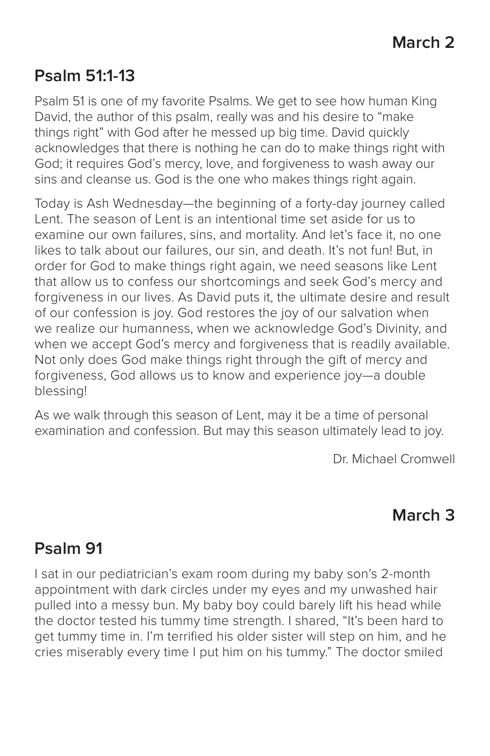**March 2**

## Psalm 51:1-13

Psalm 51 is one of my favorite Psalms. We get to see how human King David, the author of this psalm, really was and his desire to "make things right" with God after he messed up big time. David quickly acknowledges that there is nothing he can do to make things right with God; it requires God's mercy, love, and forgiveness to wash away our sins and cleanse us. God is the one who makes things right again.

Today is Ash Wednesday—the beginning of a forty-day journey called Lent. The season of Lent is an intentional time set aside for us to examine our own failures, sins, and mortality. And let's face it, no one likes to talk about our failures, our sin, and death. It's not fun! But, in order for God to make things right again, we need seasons like Lent that allow us to confess our shortcomings and seek God's mercy and forgiveness in our lives. As David puts it, the ultimate desire and result of our confession is joy. God restores the joy of our salvation when we realize our humanness, when we acknowledge God's Divinity, and when we accept God's mercy and forgiveness that is readily available. Not only does God make things right through the gift of mercy and forgiveness, God allows us to know and experience joy—a double blessing!

As we walk through this season of Lent, may it be a time of personal examination and confession. But may this season ultimately lead to joy.

Dr. Michael Cromwell

**March 3**

## Psalm 91

I sat in our pediatrician's exam room during my baby son's 2-month appointment with dark circles under my eyes and my unwashed hair pulled into a messy bun. My baby boy could barely lift his head while the doctor tested his tummy time strength. I shared, "It's been hard to get tummy time in. I'm terrified his older sister will step on him, and he cries miserably every time I put him on his tummy." The doctor smiled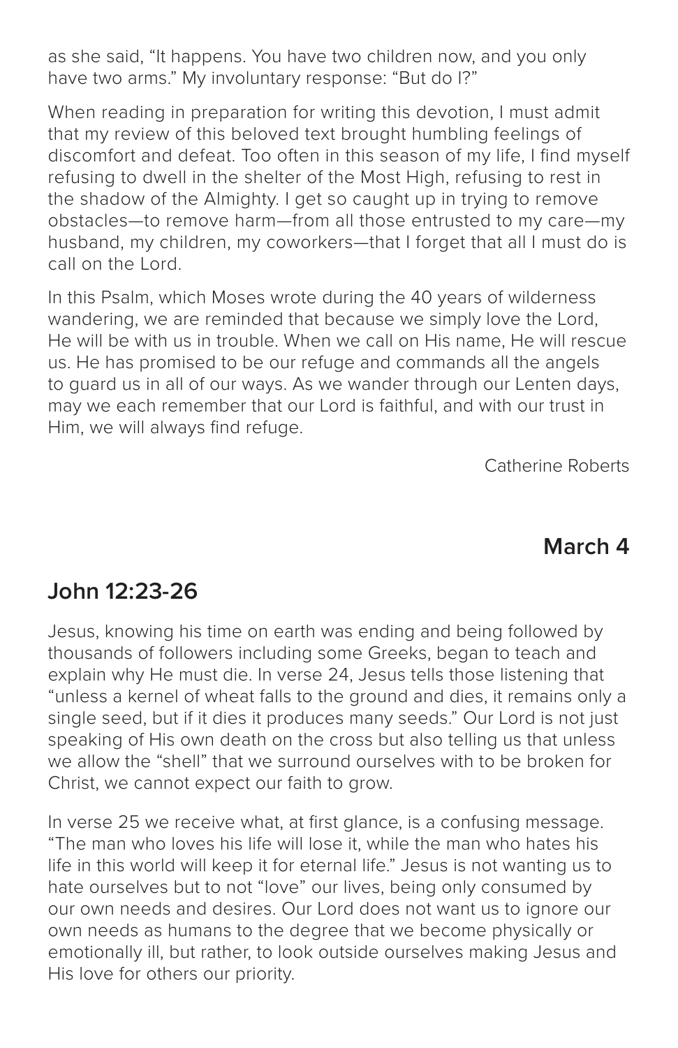as she said, “It happens. You have two children now, and you only have two arms.” My involuntary response: “But do I?”

When reading in preparation for writing this devotion, I must admit that my review of this beloved text brought humbling feelings of discomfort and defeat. Too often in this season of my life, I find myself refusing to dwell in the shelter of the Most High, refusing to rest in the shadow of the Almighty. I get so caught up in trying to remove obstacles—to remove harm—from all those entrusted to my care—my husband, my children, my coworkers—that I forget that all I must do is call on the Lord.

In this Psalm, which Moses wrote during the 40 years of wilderness wandering, we are reminded that because we simply love the Lord, He will be with us in trouble. When we call on His name, He will rescue us. He has promised to be our refuge and commands all the angels to guard us in all of our ways. As we wander through our Lenten days, may we each remember that our Lord is faithful, and with our trust in Him, we will always find refuge.

Catherine Roberts

## March 4

## John 12:23-26

Jesus, knowing his time on earth was ending and being followed by thousands of followers including some Greeks, began to teach and explain why He must die. In verse 24, Jesus tells those listening that “unless a kernel of wheat falls to the ground and dies, it remains only a single seed, but if it dies it produces many seeds.” Our Lord is not just speaking of His own death on the cross but also telling us that unless we allow the “shell” that we surround ourselves with to be broken for Christ, we cannot expect our faith to grow.

In verse 25 we receive what, at first glance, is a confusing message. “The man who loves his life will lose it, while the man who hates his life in this world will keep it for eternal life.” Jesus is not wanting us to hate ourselves but to not “love” our lives, being only consumed by our own needs and desires. Our Lord does not want us to ignore our own needs as humans to the degree that we become physically or emotionally ill, but rather, to look outside ourselves making Jesus and His love for others our priority.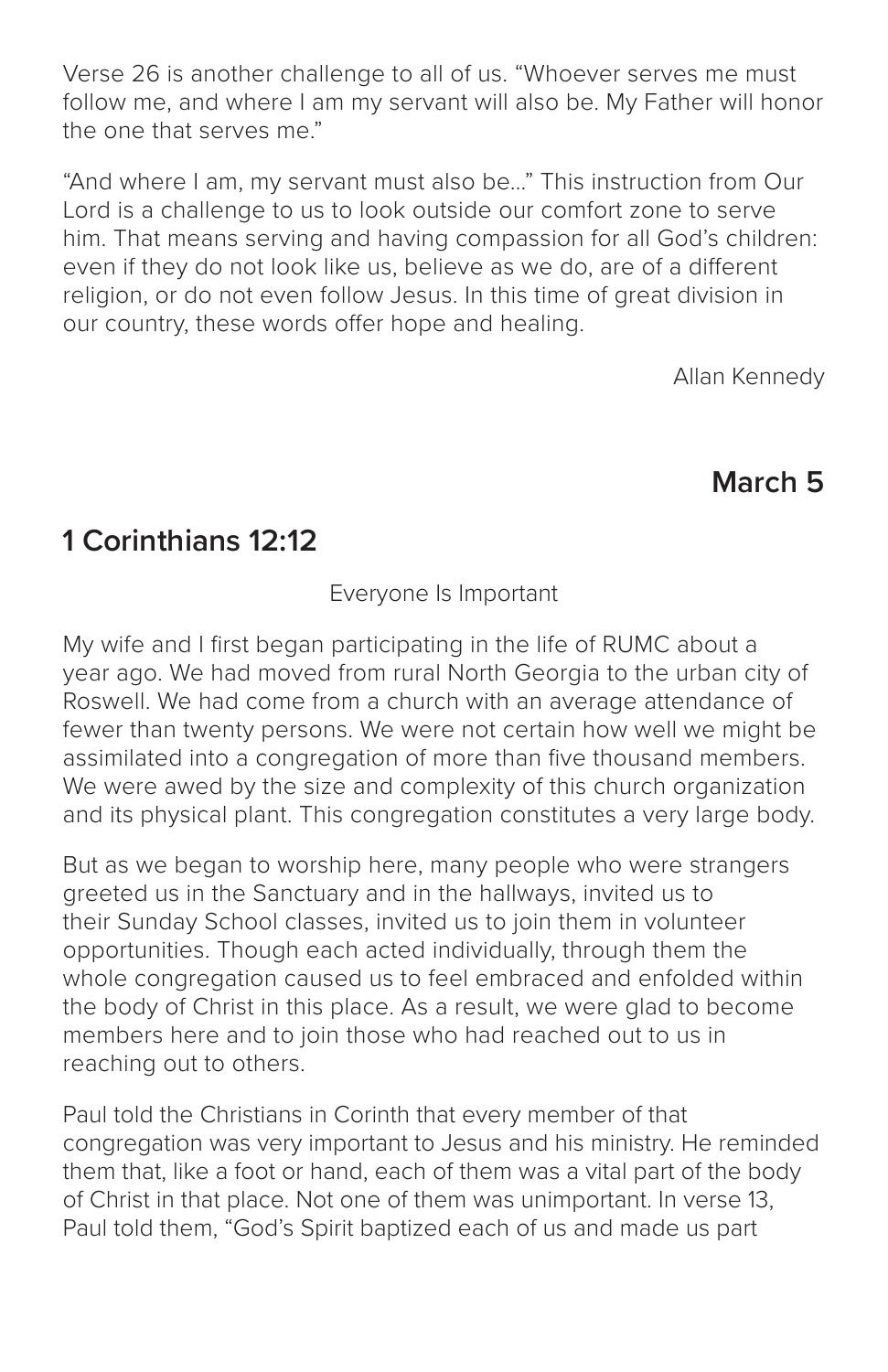Verse 26 is another challenge to all of us. “Whoever serves me must follow me, and where I am my servant will also be. My Father will honor the one that serves me.”

“And where I am, my servant must also be…” This instruction from Our Lord is a challenge to us to look outside our comfort zone to serve him. That means serving and having compassion for all God’s children: even if they do not look like us, believe as we do, are of a different religion, or do not even follow Jesus. In this time of great division in our country, these words offer hope and healing.

Allan Kennedy

## March 5

## 1 Corinthians 12:12

Everyone Is Important

My wife and I first began participating in the life of RUMC about a year ago. We had moved from rural North Georgia to the urban city of Roswell. We had come from a church with an average attendance of fewer than twenty persons. We were not certain how well we might be assimilated into a congregation of more than five thousand members. We were awed by the size and complexity of this church organization and its physical plant. This congregation constitutes a very large body.

But as we began to worship here, many people who were strangers greeted us in the Sanctuary and in the hallways, invited us to their Sunday School classes, invited us to join them in volunteer opportunities. Though each acted individually, through them the whole congregation caused us to feel embraced and enfolded within the body of Christ in this place. As a result, we were glad to become members here and to join those who had reached out to us in reaching out to others.

Paul told the Christians in Corinth that every member of that congregation was very important to Jesus and his ministry. He reminded them that, like a foot or hand, each of them was a vital part of the body of Christ in that place. Not one of them was unimportant. In verse 13, Paul told them, “God’s Spirit baptized each of us and made us part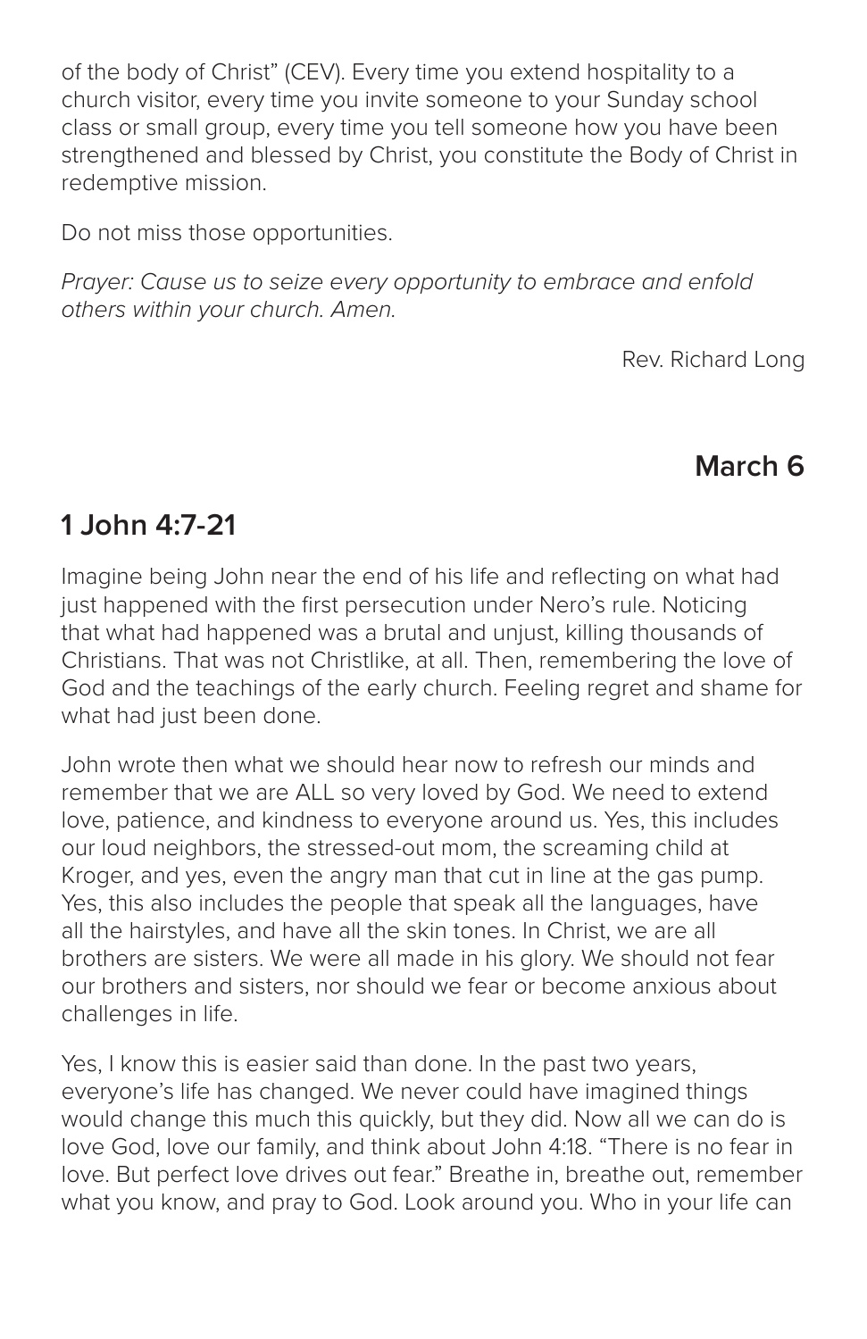of the body of Christ" (CEV). Every time you extend hospitality to a church visitor, every time you invite someone to your Sunday school class or small group, every time you tell someone how you have been strengthened and blessed by Christ, you constitute the Body of Christ in redemptive mission.

Do not miss those opportunities.

*Prayer: Cause us to seize every opportunity to embrace and enfold others within your church. Amen.*

Rev. Richard Long

## March 6

## 1 John 4:7-21

Imagine being John near the end of his life and reflecting on what had just happened with the first persecution under Nero's rule. Noticing that what had happened was a brutal and unjust, killing thousands of Christians. That was not Christlike, at all. Then, remembering the love of God and the teachings of the early church. Feeling regret and shame for what had just been done.

John wrote then what we should hear now to refresh our minds and remember that we are ALL so very loved by God. We need to extend love, patience, and kindness to everyone around us. Yes, this includes our loud neighbors, the stressed-out mom, the screaming child at Kroger, and yes, even the angry man that cut in line at the gas pump. Yes, this also includes the people that speak all the languages, have all the hairstyles, and have all the skin tones. In Christ, we are all brothers are sisters. We were all made in his glory. We should not fear our brothers and sisters, nor should we fear or become anxious about challenges in life.

Yes, I know this is easier said than done. In the past two years, everyone's life has changed. We never could have imagined things would change this much this quickly, but they did. Now all we can do is love God, love our family, and think about John 4:18. "There is no fear in love. But perfect love drives out fear." Breathe in, breathe out, remember what you know, and pray to God. Look around you. Who in your life can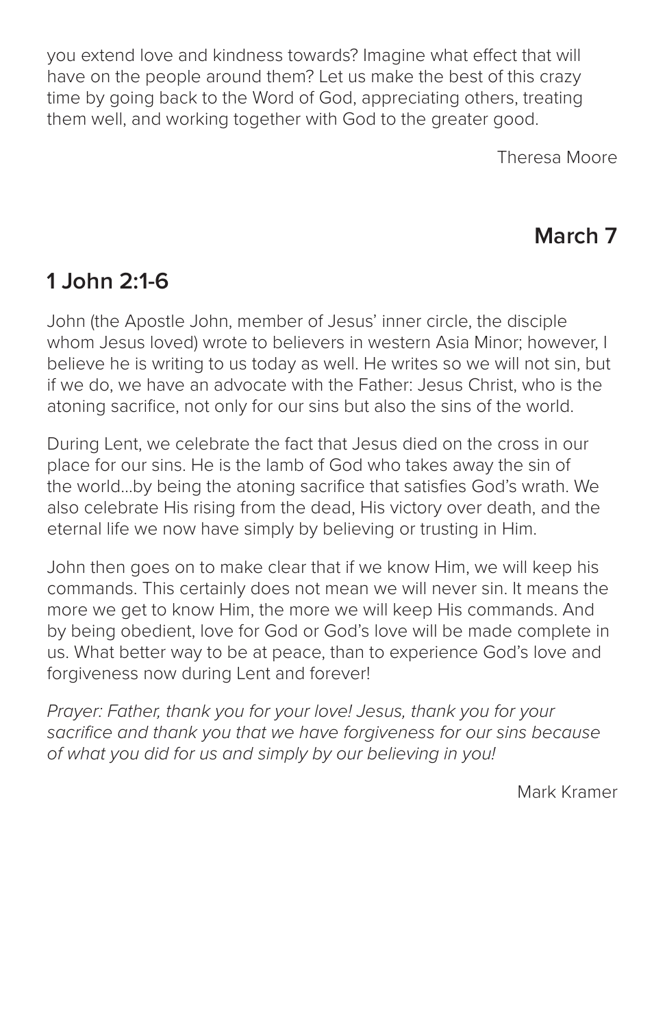you extend love and kindness towards? Imagine what effect that will have on the people around them? Let us make the best of this crazy time by going back to the Word of God, appreciating others, treating them well, and working together with God to the greater good.

Theresa Moore

## March 7

## 1 John 2:1-6

John (the Apostle John, member of Jesus' inner circle, the disciple whom Jesus loved) wrote to believers in western Asia Minor; however, I believe he is writing to us today as well. He writes so we will not sin, but if we do, we have an advocate with the Father: Jesus Christ, who is the atoning sacrifice, not only for our sins but also the sins of the world.

During Lent, we celebrate the fact that Jesus died on the cross in our place for our sins. He is the lamb of God who takes away the sin of the world…by being the atoning sacrifice that satisfies God's wrath. We also celebrate His rising from the dead, His victory over death, and the eternal life we now have simply by believing or trusting in Him.

John then goes on to make clear that if we know Him, we will keep his commands. This certainly does not mean we will never sin. It means the more we get to know Him, the more we will keep His commands. And by being obedient, love for God or God's love will be made complete in us. What better way to be at peace, than to experience God's love and forgiveness now during Lent and forever!

*Prayer: Father, thank you for your love! Jesus, thank you for your sacrifice and thank you that we have forgiveness for our sins because of what you did for us and simply by our believing in you!*

Mark Kramer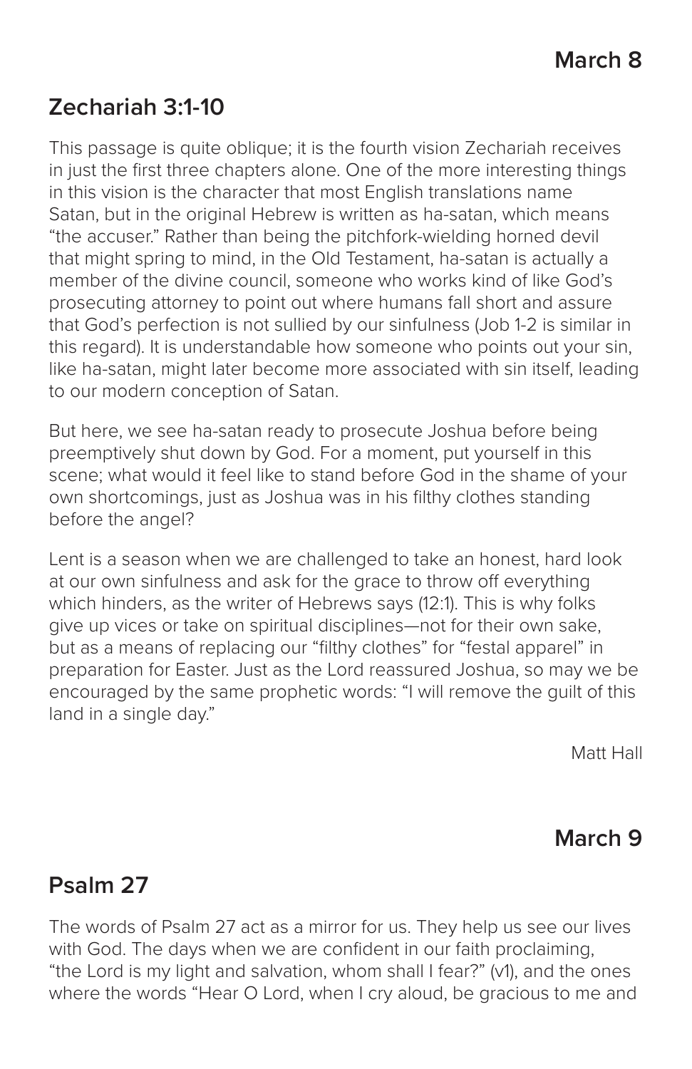**March 8**

## Zechariah 3:1-10

This passage is quite oblique; it is the fourth vision Zechariah receives in just the first three chapters alone. One of the more interesting things in this vision is the character that most English translations name Satan, but in the original Hebrew is written as ha-satan, which means "the accuser." Rather than being the pitchfork-wielding horned devil that might spring to mind, in the Old Testament, ha-satan is actually a member of the divine council, someone who works kind of like God's prosecuting attorney to point out where humans fall short and assure that God's perfection is not sullied by our sinfulness (Job 1-2 is similar in this regard). It is understandable how someone who points out your sin, like ha-satan, might later become more associated with sin itself, leading to our modern conception of Satan.

But here, we see ha-satan ready to prosecute Joshua before being preemptively shut down by God. For a moment, put yourself in this scene; what would it feel like to stand before God in the shame of your own shortcomings, just as Joshua was in his filthy clothes standing before the angel?

Lent is a season when we are challenged to take an honest, hard look at our own sinfulness and ask for the grace to throw off everything which hinders, as the writer of Hebrews says (12:1). This is why folks give up vices or take on spiritual disciplines—not for their own sake, but as a means of replacing our "filthy clothes" for "festal apparel" in preparation for Easter. Just as the Lord reassured Joshua, so may we be encouraged by the same prophetic words: "I will remove the guilt of this land in a single day."

Matt Hall

**March 9**

## Psalm 27

The words of Psalm 27 act as a mirror for us. They help us see our lives with God. The days when we are confident in our faith proclaiming, "the Lord is my light and salvation, whom shall I fear?" (v1), and the ones where the words "Hear O Lord, when I cry aloud, be gracious to me and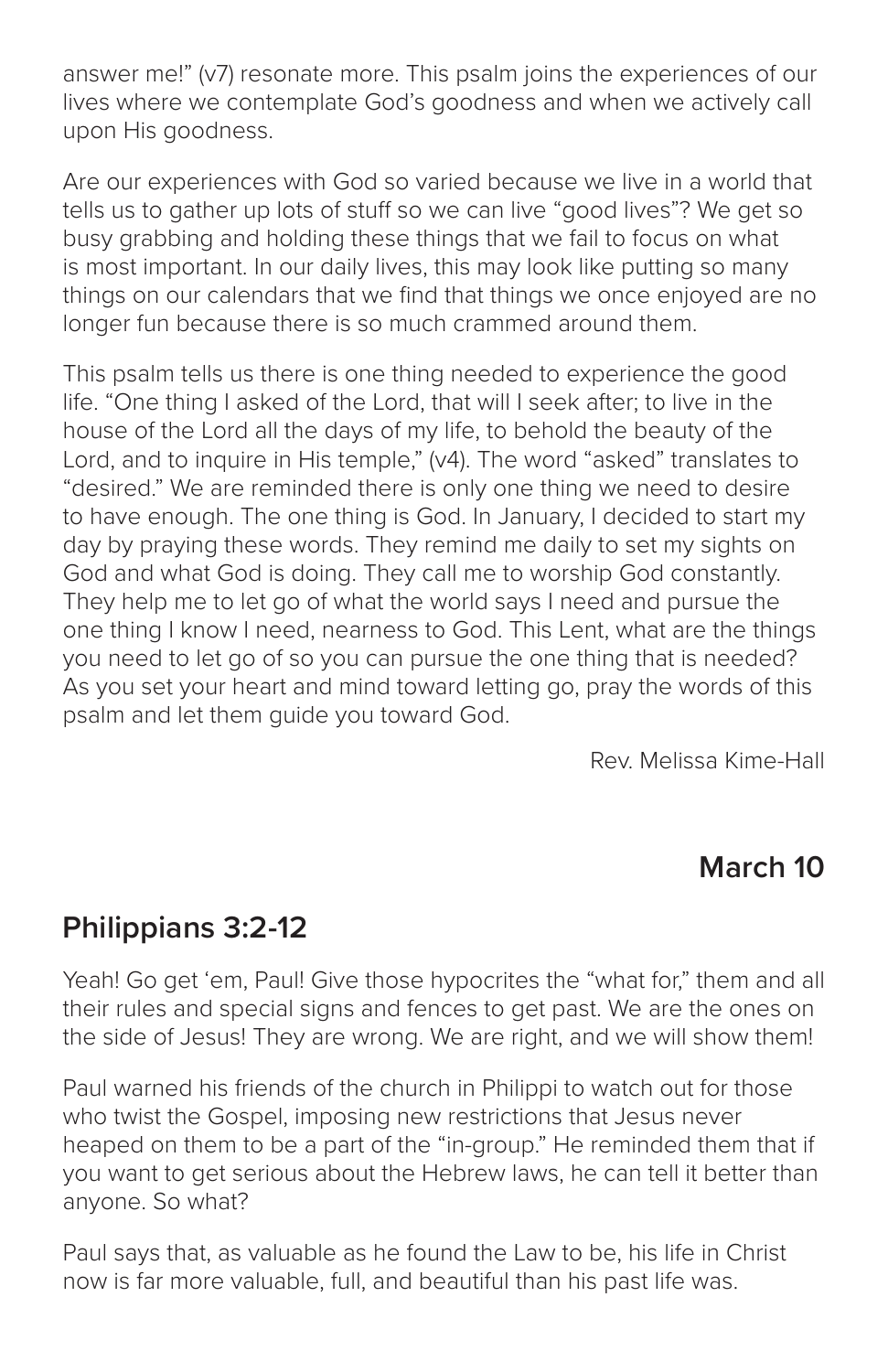answer me!" (v7) resonate more. This psalm joins the experiences of our lives where we contemplate God's goodness and when we actively call upon His goodness.

Are our experiences with God so varied because we live in a world that tells us to gather up lots of stuff so we can live "good lives"? We get so busy grabbing and holding these things that we fail to focus on what is most important. In our daily lives, this may look like putting so many things on our calendars that we find that things we once enjoyed are no longer fun because there is so much crammed around them.

This psalm tells us there is one thing needed to experience the good life. "One thing I asked of the Lord, that will I seek after; to live in the house of the Lord all the days of my life, to behold the beauty of the Lord, and to inquire in His temple," (v4). The word "asked" translates to "desired." We are reminded there is only one thing we need to desire to have enough. The one thing is God. In January, I decided to start my day by praying these words. They remind me daily to set my sights on God and what God is doing. They call me to worship God constantly. They help me to let go of what the world says I need and pursue the one thing I know I need, nearness to God. This Lent, what are the things you need to let go of so you can pursue the one thing that is needed? As you set your heart and mind toward letting go, pray the words of this psalm and let them guide you toward God.

Rev. Melissa Kime-Hall

## March 10

## Philippians 3:2-12

Yeah! Go get 'em, Paul! Give those hypocrites the "what for," them and all their rules and special signs and fences to get past. We are the ones on the side of Jesus! They are wrong. We are right, and we will show them!

Paul warned his friends of the church in Philippi to watch out for those who twist the Gospel, imposing new restrictions that Jesus never heaped on them to be a part of the "in-group." He reminded them that if you want to get serious about the Hebrew laws, he can tell it better than anyone. So what?

Paul says that, as valuable as he found the Law to be, his life in Christ now is far more valuable, full, and beautiful than his past life was.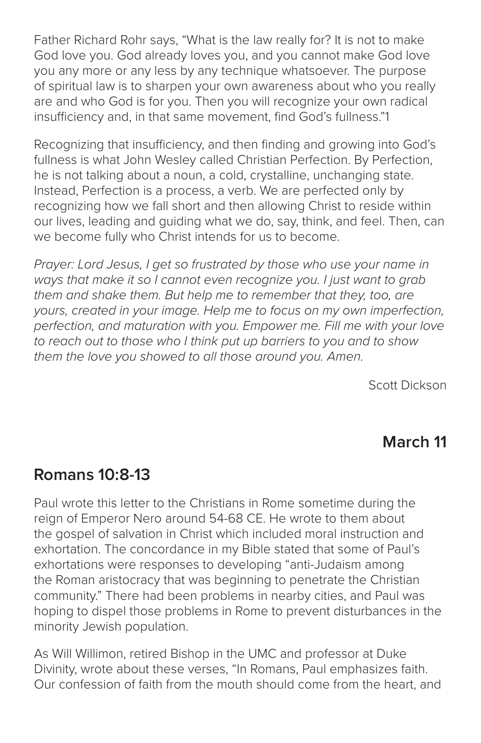Father Richard Rohr says, "What is the law really for? It is not to make God love you. God already loves you, and you cannot make God love you any more or any less by any technique whatsoever. The purpose of spiritual law is to sharpen your own awareness about who you really are and who God is for you. Then you will recognize your own radical insufficiency and, in that same movement, find God's fullness."[1]

Recognizing that insufficiency, and then finding and growing into God's fullness is what John Wesley called Christian Perfection. By Perfection, he is not talking about a noun, a cold, crystalline, unchanging state. Instead, Perfection is a process, a verb. We are perfected only by recognizing how we fall short and then allowing Christ to reside within our lives, leading and guiding what we do, say, think, and feel. Then, can we become fully who Christ intends for us to become.

*Prayer: Lord Jesus, I get so frustrated by those who use your name in ways that make it so I cannot even recognize you. I just want to grab them and shake them. But help me to remember that they, too, are yours, created in your image. Help me to focus on my own imperfection, perfection, and maturation with you. Empower me. Fill me with your love to reach out to those who I think put up barriers to you and to show them the love you showed to all those around you. Amen.*

Scott Dickson

## March 11

## Romans 10:8-13

Paul wrote this letter to the Christians in Rome sometime during the reign of Emperor Nero around 54-68 CE. He wrote to them about the gospel of salvation in Christ which included moral instruction and exhortation. The concordance in my Bible stated that some of Paul's exhortations were responses to developing "anti-Judaism among the Roman aristocracy that was beginning to penetrate the Christian community." There had been problems in nearby cities, and Paul was hoping to dispel those problems in Rome to prevent disturbances in the minority Jewish population.

As Will Willimon, retired Bishop in the UMC and professor at Duke Divinity, wrote about these verses, "In Romans, Paul emphasizes faith. Our confession of faith from the mouth should come from the heart, and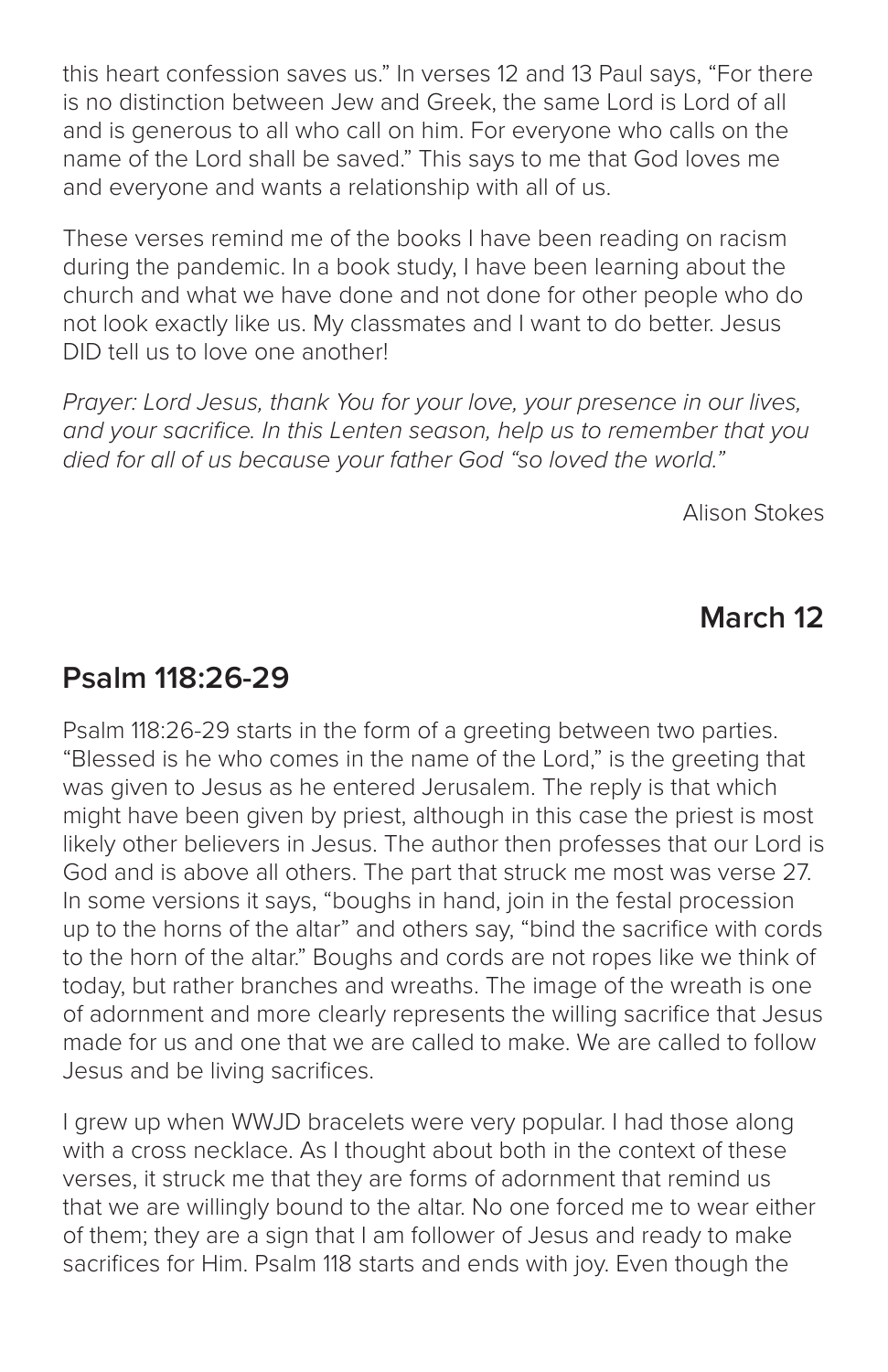this heart confession saves us." In verses 12 and 13 Paul says, "For there is no distinction between Jew and Greek, the same Lord is Lord of all and is generous to all who call on him. For everyone who calls on the name of the Lord shall be saved." This says to me that God loves me and everyone and wants a relationship with all of us.

These verses remind me of the books I have been reading on racism during the pandemic. In a book study, I have been learning about the church and what we have done and not done for other people who do not look exactly like us. My classmates and I want to do better. Jesus DID tell us to love one another!

*Prayer: Lord Jesus, thank You for your love, your presence in our lives, and your sacrifice. In this Lenten season, help us to remember that you died for all of us because your father God "so loved the world."*

Alison Stokes

**March 12**

## Psalm 118:26-29

Psalm 118:26-29 starts in the form of a greeting between two parties. "Blessed is he who comes in the name of the Lord," is the greeting that was given to Jesus as he entered Jerusalem. The reply is that which might have been given by priest, although in this case the priest is most likely other believers in Jesus. The author then professes that our Lord is God and is above all others. The part that struck me most was verse 27. In some versions it says, "boughs in hand, join in the festal procession up to the horns of the altar" and others say, "bind the sacrifice with cords to the horn of the altar." Boughs and cords are not ropes like we think of today, but rather branches and wreaths. The image of the wreath is one of adornment and more clearly represents the willing sacrifice that Jesus made for us and one that we are called to make. We are called to follow Jesus and be living sacrifices.

I grew up when WWJD bracelets were very popular. I had those along with a cross necklace. As I thought about both in the context of these verses, it struck me that they are forms of adornment that remind us that we are willingly bound to the altar. No one forced me to wear either of them; they are a sign that I am follower of Jesus and ready to make sacrifices for Him. Psalm 118 starts and ends with joy. Even though the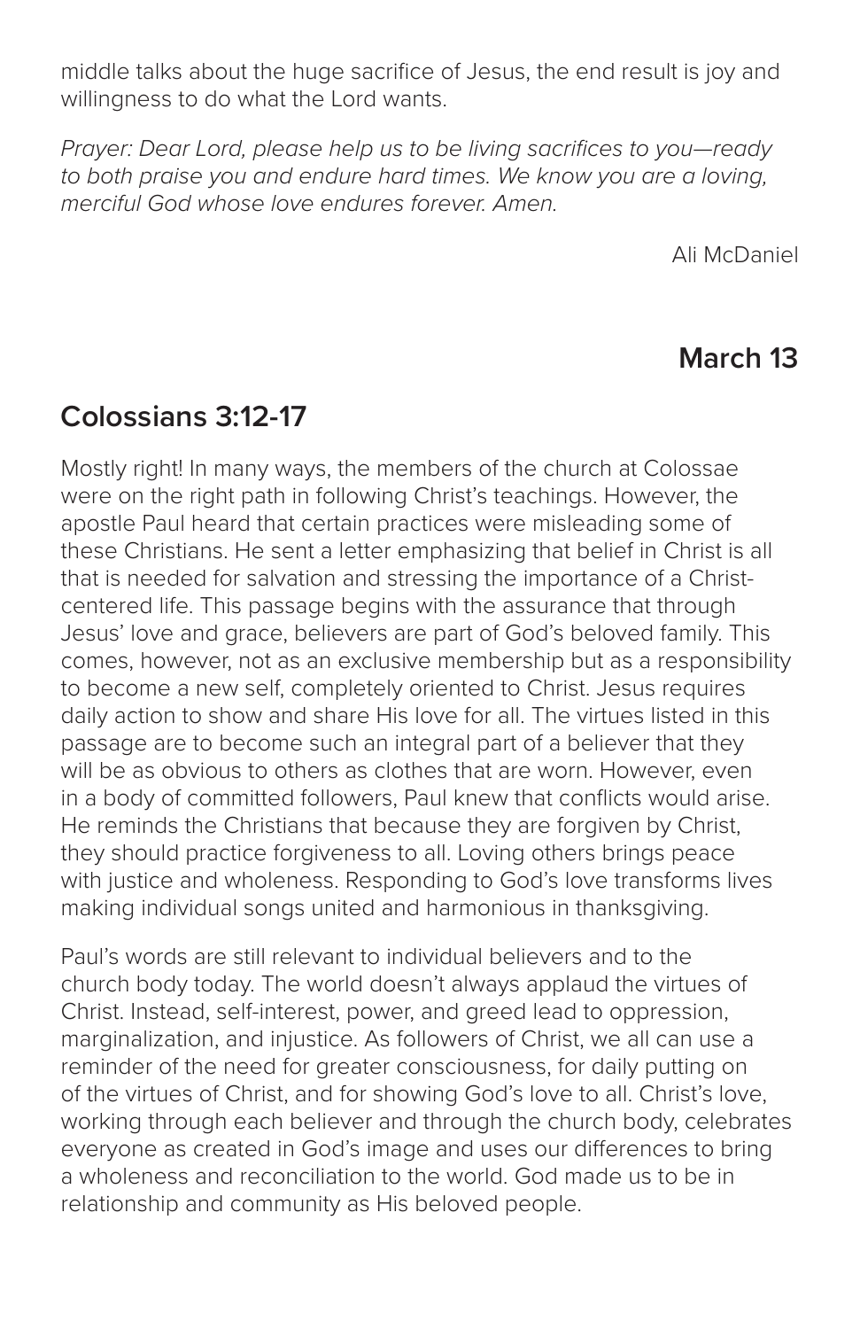middle talks about the huge sacrifice of Jesus, the end result is joy and willingness to do what the Lord wants.

*Prayer: Dear Lord, please help us to be living sacrifices to you—ready to both praise you and endure hard times. We know you are a loving, merciful God whose love endures forever. Amen.*

Ali McDaniel

## March 13

## Colossians 3:12-17

Mostly right! In many ways, the members of the church at Colossae were on the right path in following Christ's teachings. However, the apostle Paul heard that certain practices were misleading some of these Christians. He sent a letter emphasizing that belief in Christ is all that is needed for salvation and stressing the importance of a Christ-centered life. This passage begins with the assurance that through Jesus' love and grace, believers are part of God's beloved family. This comes, however, not as an exclusive membership but as a responsibility to become a new self, completely oriented to Christ. Jesus requires daily action to show and share His love for all. The virtues listed in this passage are to become such an integral part of a believer that they will be as obvious to others as clothes that are worn. However, even in a body of committed followers, Paul knew that conflicts would arise. He reminds the Christians that because they are forgiven by Christ, they should practice forgiveness to all. Loving others brings peace with justice and wholeness. Responding to God's love transforms lives making individual songs united and harmonious in thanksgiving.

Paul's words are still relevant to individual believers and to the church body today. The world doesn't always applaud the virtues of Christ. Instead, self-interest, power, and greed lead to oppression, marginalization, and injustice. As followers of Christ, we all can use a reminder of the need for greater consciousness, for daily putting on of the virtues of Christ, and for showing God's love to all. Christ's love, working through each believer and through the church body, celebrates everyone as created in God's image and uses our differences to bring a wholeness and reconciliation to the world. God made us to be in relationship and community as His beloved people.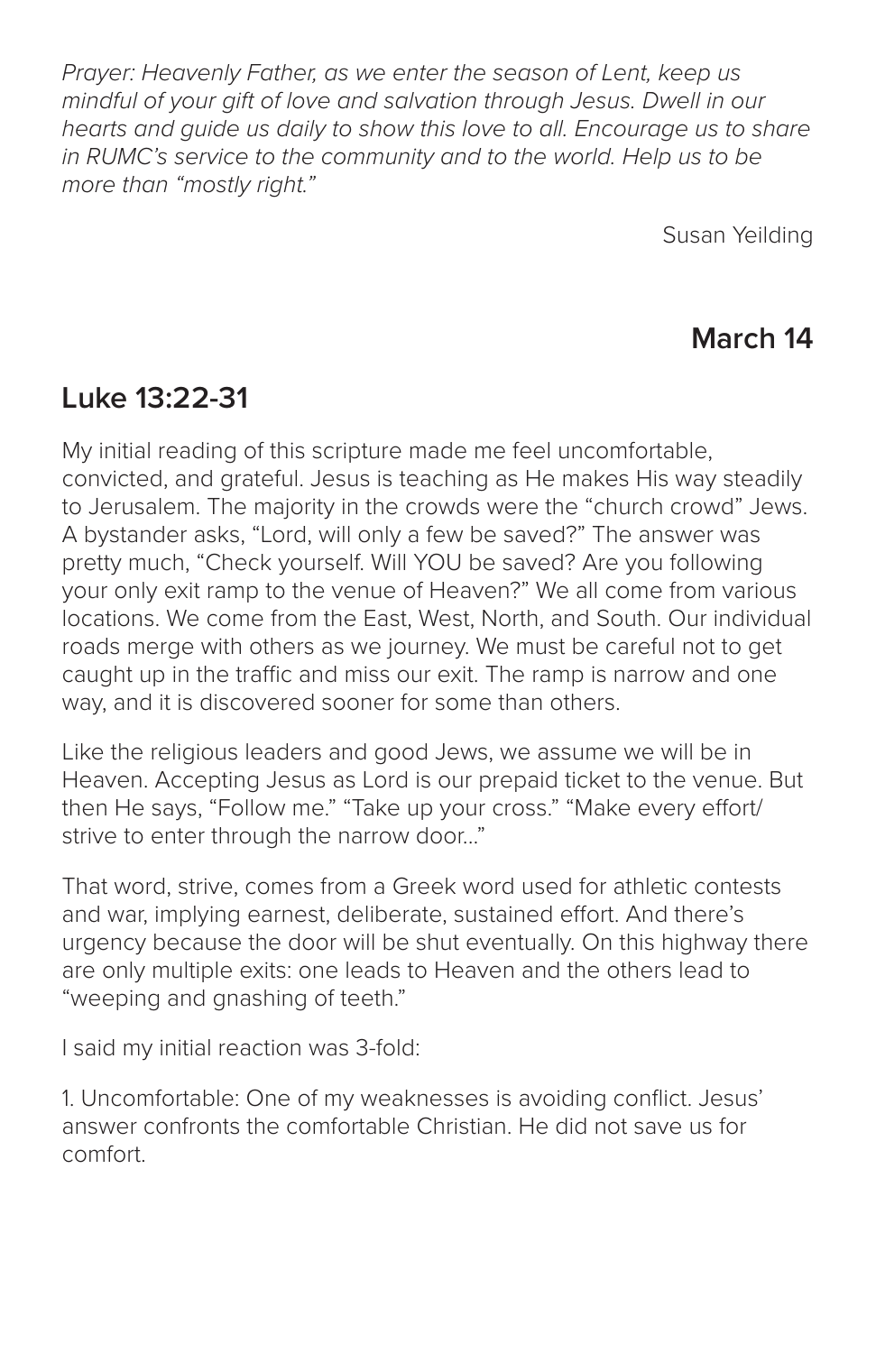*Prayer: Heavenly Father, as we enter the season of Lent, keep us mindful of your gift of love and salvation through Jesus. Dwell in our hearts and guide us daily to show this love to all. Encourage us to share in RUMC's service to the community and to the world. Help us to be more than "mostly right."*

Susan Yeilding

## March 14

## Luke 13:22-31

My initial reading of this scripture made me feel uncomfortable, convicted, and grateful. Jesus is teaching as He makes His way steadily to Jerusalem. The majority in the crowds were the "church crowd" Jews. A bystander asks, "Lord, will only a few be saved?" The answer was pretty much, "Check yourself. Will YOU be saved? Are you following your only exit ramp to the venue of Heaven?" We all come from various locations. We come from the East, West, North, and South. Our individual roads merge with others as we journey. We must be careful not to get caught up in the traffic and miss our exit. The ramp is narrow and one way, and it is discovered sooner for some than others.

Like the religious leaders and good Jews, we assume we will be in Heaven. Accepting Jesus as Lord is our prepaid ticket to the venue. But then He says, "Follow me." "Take up your cross." "Make every effort/strive to enter through the narrow door..."

That word, strive, comes from a Greek word used for athletic contests and war, implying earnest, deliberate, sustained effort. And there's urgency because the door will be shut eventually. On this highway there are only multiple exits: one leads to Heaven and the others lead to "weeping and gnashing of teeth."

I said my initial reaction was 3-fold:

1. Uncomfortable: One of my weaknesses is avoiding conflict. Jesus' answer confronts the comfortable Christian. He did not save us for comfort.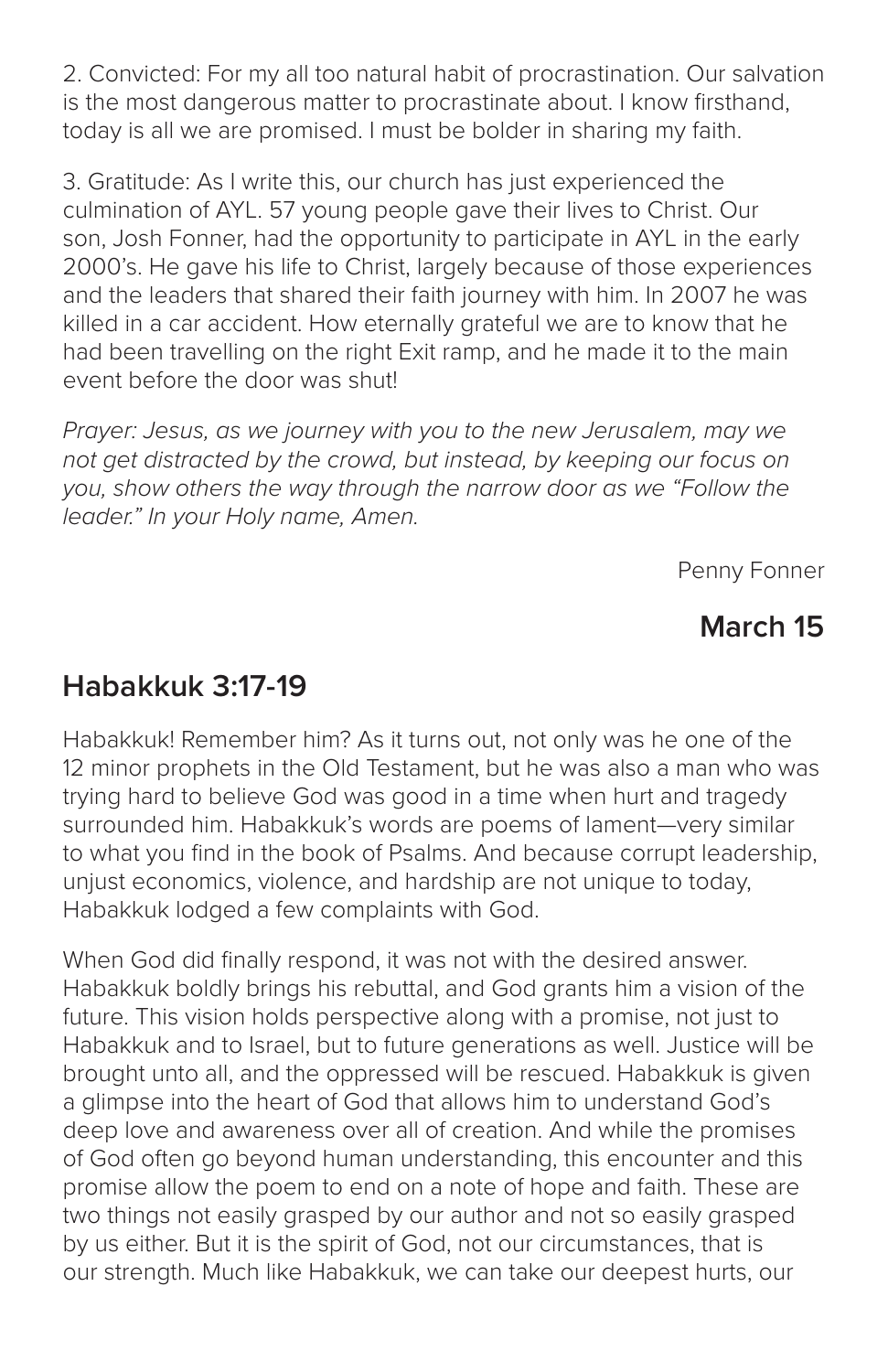2. Convicted: For my all too natural habit of procrastination. Our salvation is the most dangerous matter to procrastinate about. I know firsthand, today is all we are promised. I must be bolder in sharing my faith.

3. Gratitude: As I write this, our church has just experienced the culmination of AYL. 57 young people gave their lives to Christ. Our son, Josh Fonner, had the opportunity to participate in AYL in the early 2000's. He gave his life to Christ, largely because of those experiences and the leaders that shared their faith journey with him. In 2007 he was killed in a car accident. How eternally grateful we are to know that he had been travelling on the right Exit ramp, and he made it to the main event before the door was shut!

*Prayer: Jesus, as we journey with you to the new Jerusalem, may we not get distracted by the crowd, but instead, by keeping our focus on you, show others the way through the narrow door as we "Follow the leader." In your Holy name, Amen.*

Penny Fonner

**March 15**

## Habakkuk 3:17-19

Habakkuk! Remember him? As it turns out, not only was he one of the 12 minor prophets in the Old Testament, but he was also a man who was trying hard to believe God was good in a time when hurt and tragedy surrounded him. Habakkuk's words are poems of lament—very similar to what you find in the book of Psalms. And because corrupt leadership, unjust economics, violence, and hardship are not unique to today, Habakkuk lodged a few complaints with God.

When God did finally respond, it was not with the desired answer. Habakkuk boldly brings his rebuttal, and God grants him a vision of the future. This vision holds perspective along with a promise, not just to Habakkuk and to Israel, but to future generations as well. Justice will be brought unto all, and the oppressed will be rescued. Habakkuk is given a glimpse into the heart of God that allows him to understand God's deep love and awareness over all of creation. And while the promises of God often go beyond human understanding, this encounter and this promise allow the poem to end on a note of hope and faith. These are two things not easily grasped by our author and not so easily grasped by us either. But it is the spirit of God, not our circumstances, that is our strength. Much like Habakkuk, we can take our deepest hurts, our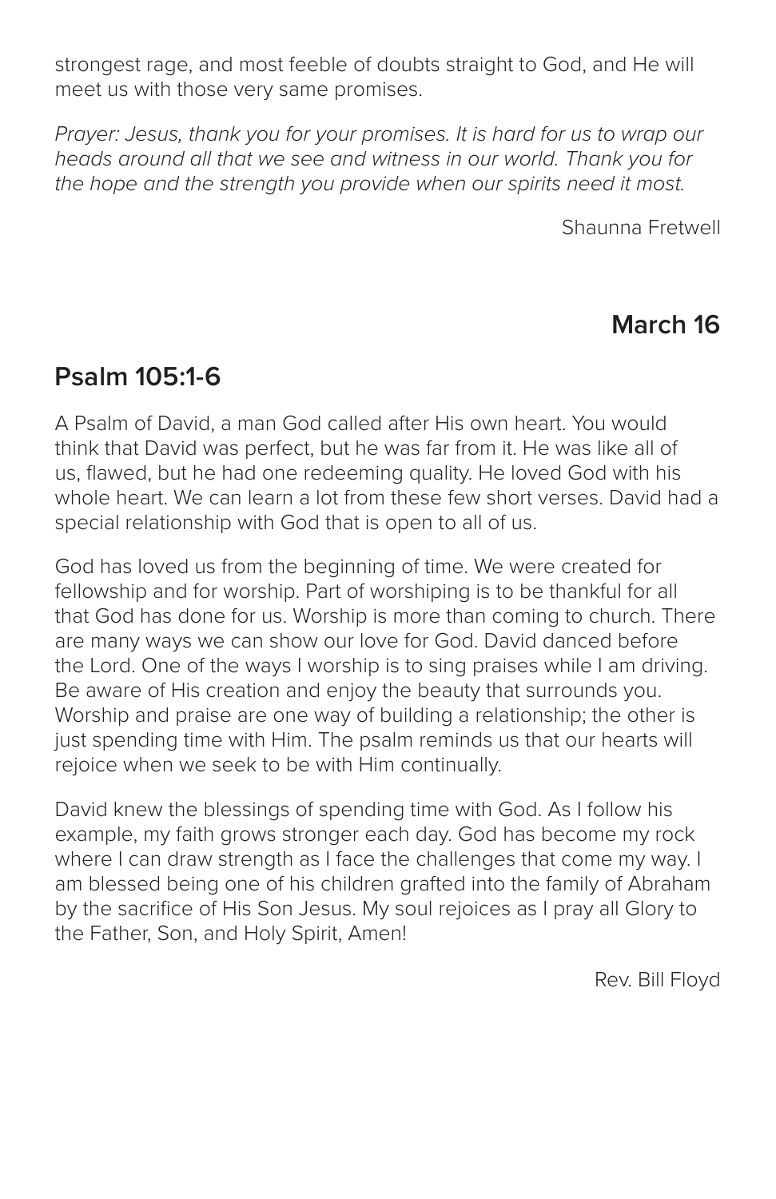strongest rage, and most feeble of doubts straight to God, and He will meet us with those very same promises.

*Prayer: Jesus, thank you for your promises. It is hard for us to wrap our heads around all that we see and witness in our world. Thank you for the hope and the strength you provide when our spirits need it most.*

Shaunna Fretwell

## March 16

## Psalm 105:1-6

A Psalm of David, a man God called after His own heart. You would think that David was perfect, but he was far from it. He was like all of us, flawed, but he had one redeeming quality. He loved God with his whole heart. We can learn a lot from these few short verses. David had a special relationship with God that is open to all of us.

God has loved us from the beginning of time. We were created for fellowship and for worship. Part of worshiping is to be thankful for all that God has done for us. Worship is more than coming to church. There are many ways we can show our love for God. David danced before the Lord. One of the ways I worship is to sing praises while I am driving. Be aware of His creation and enjoy the beauty that surrounds you. Worship and praise are one way of building a relationship; the other is just spending time with Him. The psalm reminds us that our hearts will rejoice when we seek to be with Him continually.

David knew the blessings of spending time with God. As I follow his example, my faith grows stronger each day. God has become my rock where I can draw strength as I face the challenges that come my way. I am blessed being one of his children grafted into the family of Abraham by the sacrifice of His Son Jesus. My soul rejoices as I pray all Glory to the Father, Son, and Holy Spirit, Amen!

Rev. Bill Floyd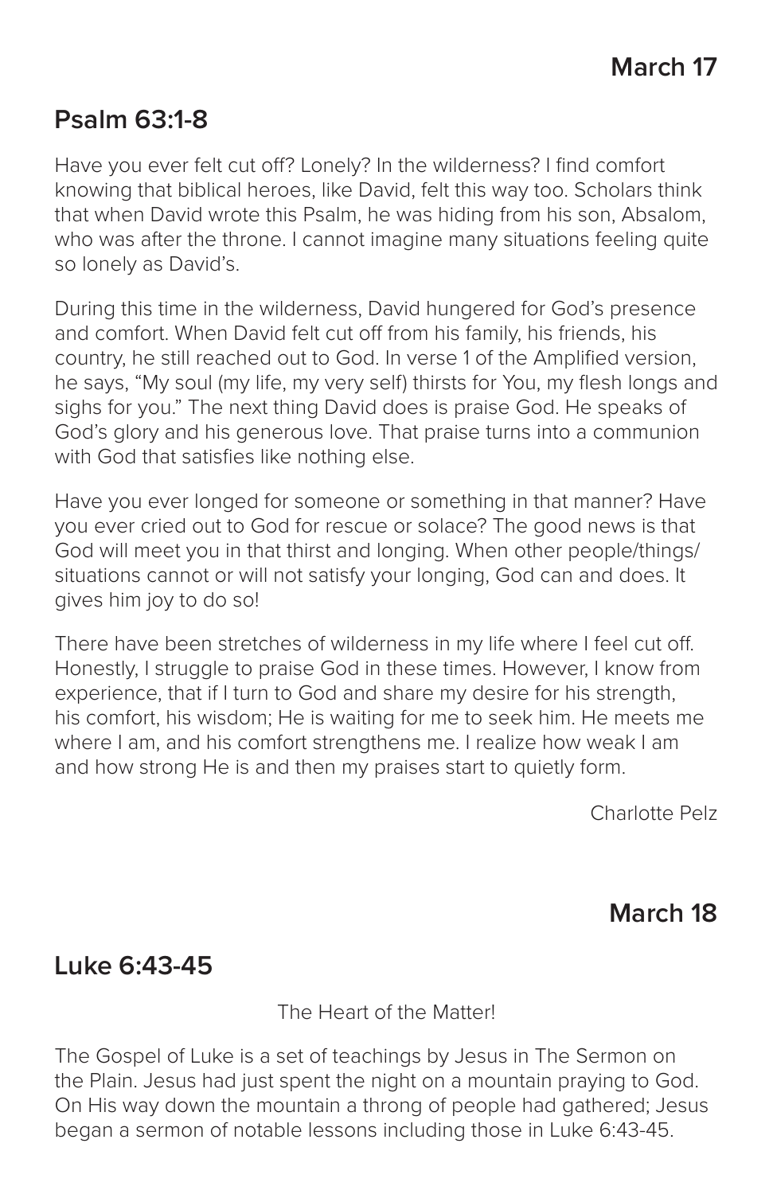**March 17**

## Psalm 63:1-8

Have you ever felt cut off? Lonely? In the wilderness? I find comfort knowing that biblical heroes, like David, felt this way too. Scholars think that when David wrote this Psalm, he was hiding from his son, Absalom, who was after the throne. I cannot imagine many situations feeling quite so lonely as David's.

During this time in the wilderness, David hungered for God's presence and comfort. When David felt cut off from his family, his friends, his country, he still reached out to God. In verse 1 of the Amplified version, he says, "My soul (my life, my very self) thirsts for You, my flesh longs and sighs for you." The next thing David does is praise God. He speaks of God's glory and his generous love. That praise turns into a communion with God that satisfies like nothing else.

Have you ever longed for someone or something in that manner? Have you ever cried out to God for rescue or solace? The good news is that God will meet you in that thirst and longing. When other people/things/situations cannot or will not satisfy your longing, God can and does. It gives him joy to do so!

There have been stretches of wilderness in my life where I feel cut off. Honestly, I struggle to praise God in these times. However, I know from experience, that if I turn to God and share my desire for his strength, his comfort, his wisdom; He is waiting for me to seek him. He meets me where I am, and his comfort strengthens me. I realize how weak I am and how strong He is and then my praises start to quietly form.

Charlotte Pelz

**March 18**

## Luke 6:43-45

The Heart of the Matter!

The Gospel of Luke is a set of teachings by Jesus in The Sermon on the Plain. Jesus had just spent the night on a mountain praying to God. On His way down the mountain a throng of people had gathered; Jesus began a sermon of notable lessons including those in Luke 6:43-45.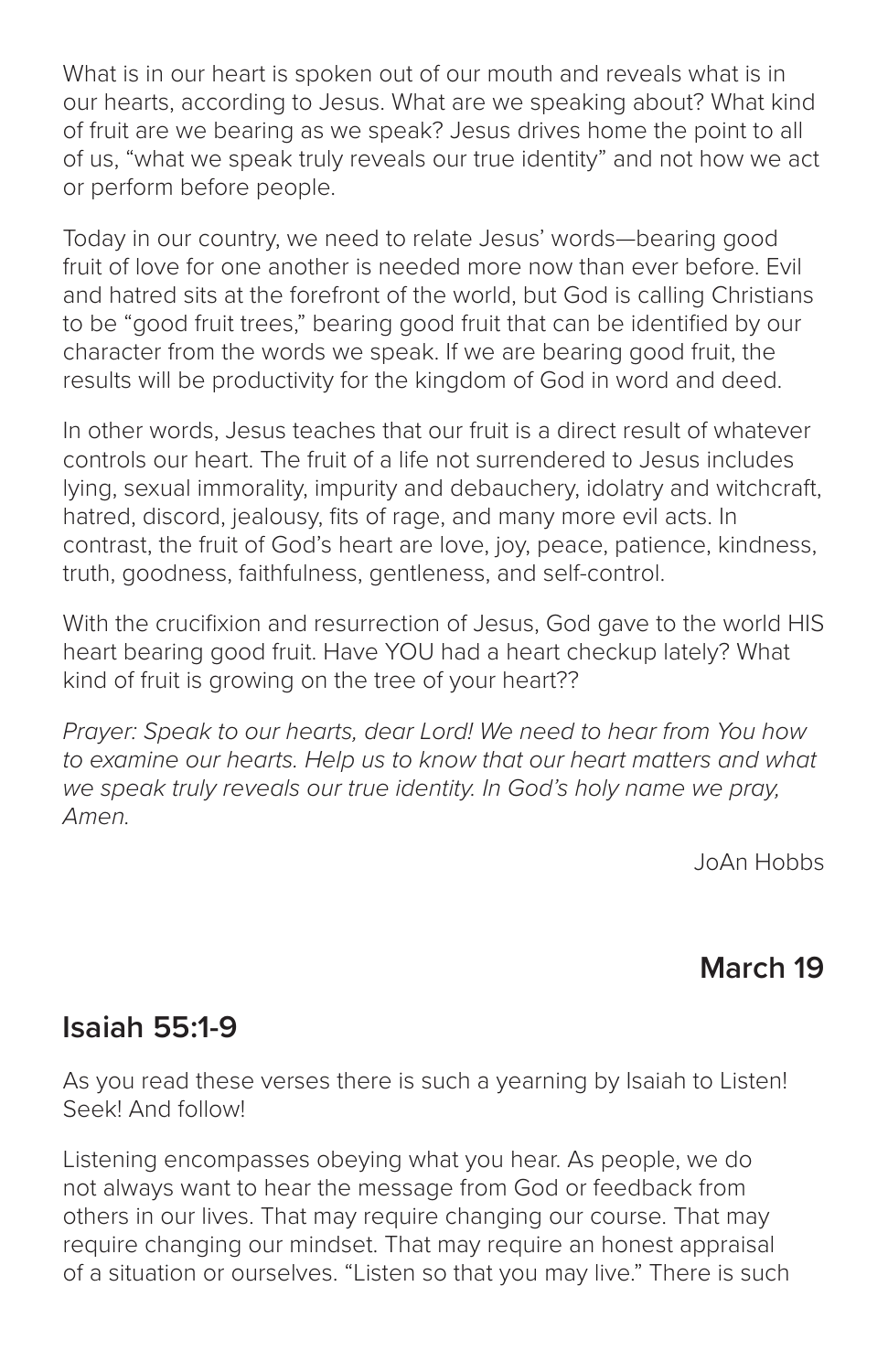What is in our heart is spoken out of our mouth and reveals what is in our hearts, according to Jesus. What are we speaking about? What kind of fruit are we bearing as we speak? Jesus drives home the point to all of us, "what we speak truly reveals our true identity" and not how we act or perform before people.

Today in our country, we need to relate Jesus' words—bearing good fruit of love for one another is needed more now than ever before. Evil and hatred sits at the forefront of the world, but God is calling Christians to be "good fruit trees," bearing good fruit that can be identified by our character from the words we speak. If we are bearing good fruit, the results will be productivity for the kingdom of God in word and deed.

In other words, Jesus teaches that our fruit is a direct result of whatever controls our heart. The fruit of a life not surrendered to Jesus includes lying, sexual immorality, impurity and debauchery, idolatry and witchcraft, hatred, discord, jealousy, fits of rage, and many more evil acts. In contrast, the fruit of God's heart are love, joy, peace, patience, kindness, truth, goodness, faithfulness, gentleness, and self-control.

With the crucifixion and resurrection of Jesus, God gave to the world HIS heart bearing good fruit. Have YOU had a heart checkup lately? What kind of fruit is growing on the tree of your heart??

*Prayer: Speak to our hearts, dear Lord! We need to hear from You how to examine our hearts. Help us to know that our heart matters and what we speak truly reveals our true identity. In God's holy name we pray, Amen.*

JoAn Hobbs

## March 19

## Isaiah 55:1-9

As you read these verses there is such a yearning by Isaiah to Listen! Seek! And follow!

Listening encompasses obeying what you hear. As people, we do not always want to hear the message from God or feedback from others in our lives. That may require changing our course. That may require changing our mindset. That may require an honest appraisal of a situation or ourselves. "Listen so that you may live." There is such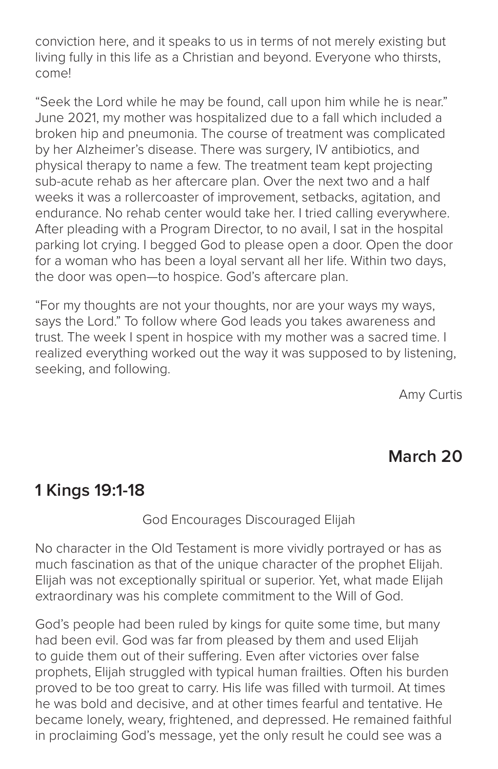conviction here, and it speaks to us in terms of not merely existing but living fully in this life as a Christian and beyond. Everyone who thirsts, come!

"Seek the Lord while he may be found, call upon him while he is near." June 2021, my mother was hospitalized due to a fall which included a broken hip and pneumonia. The course of treatment was complicated by her Alzheimer's disease. There was surgery, IV antibiotics, and physical therapy to name a few. The treatment team kept projecting sub-acute rehab as her aftercare plan. Over the next two and a half weeks it was a rollercoaster of improvement, setbacks, agitation, and endurance. No rehab center would take her. I tried calling everywhere. After pleading with a Program Director, to no avail, I sat in the hospital parking lot crying. I begged God to please open a door. Open the door for a woman who has been a loyal servant all her life. Within two days, the door was open—to hospice. God's aftercare plan.

"For my thoughts are not your thoughts, nor are your ways my ways, says the Lord." To follow where God leads you takes awareness and trust. The week I spent in hospice with my mother was a sacred time. I realized everything worked out the way it was supposed to by listening, seeking, and following.

Amy Curtis

## March 20

## 1 Kings 19:1-18

God Encourages Discouraged Elijah

No character in the Old Testament is more vividly portrayed or has as much fascination as that of the unique character of the prophet Elijah. Elijah was not exceptionally spiritual or superior. Yet, what made Elijah extraordinary was his complete commitment to the Will of God.

God's people had been ruled by kings for quite some time, but many had been evil. God was far from pleased by them and used Elijah to guide them out of their suffering. Even after victories over false prophets, Elijah struggled with typical human frailties. Often his burden proved to be too great to carry. His life was filled with turmoil. At times he was bold and decisive, and at other times fearful and tentative. He became lonely, weary, frightened, and depressed. He remained faithful in proclaiming God's message, yet the only result he could see was a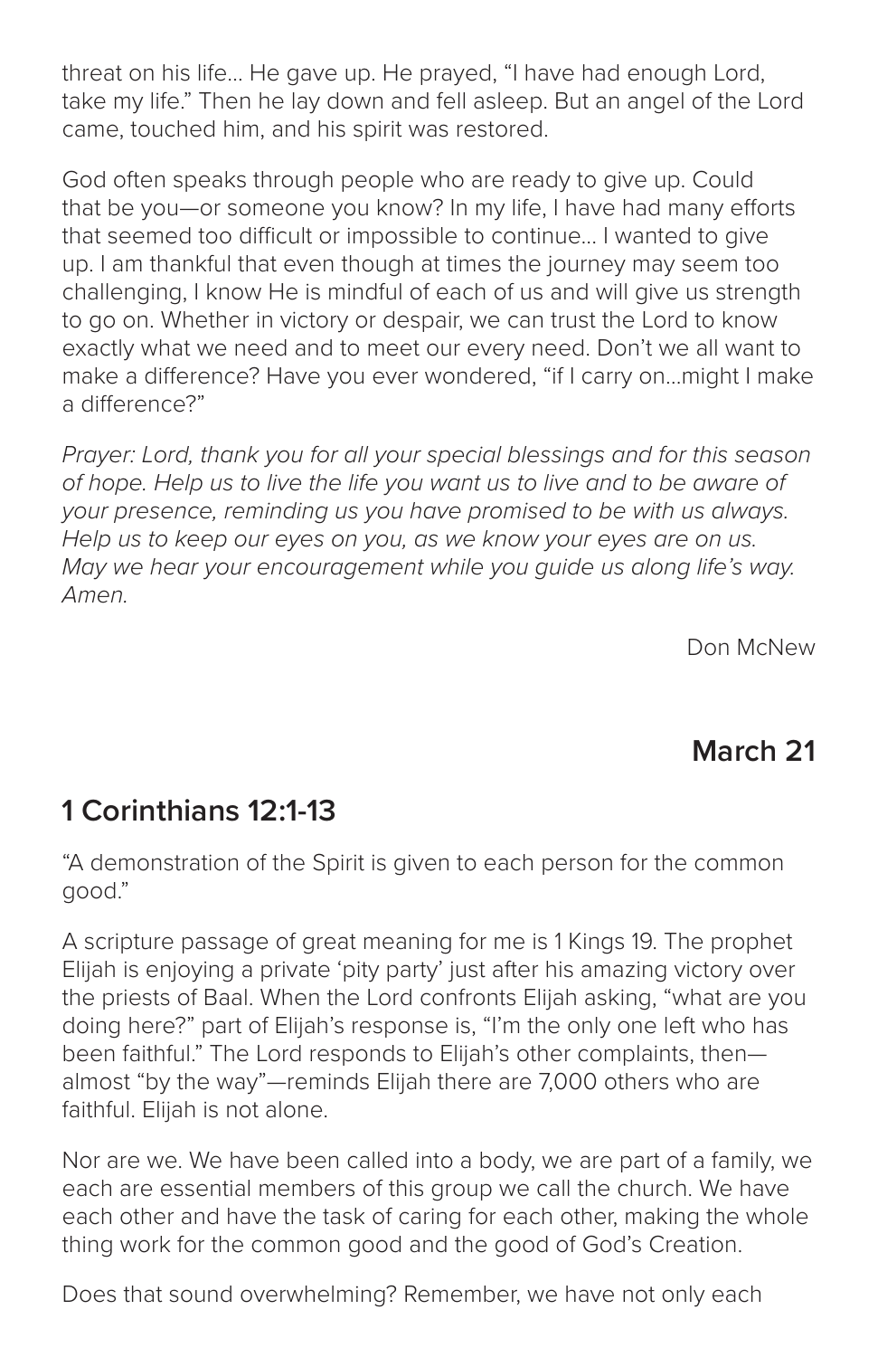threat on his life... He gave up. He prayed, "I have had enough Lord, take my life." Then he lay down and fell asleep. But an angel of the Lord came, touched him, and his spirit was restored.

God often speaks through people who are ready to give up. Could that be you—or someone you know? In my life, I have had many efforts that seemed too difficult or impossible to continue... I wanted to give up. I am thankful that even though at times the journey may seem too challenging, I know He is mindful of each of us and will give us strength to go on. Whether in victory or despair, we can trust the Lord to know exactly what we need and to meet our every need. Don't we all want to make a difference? Have you ever wondered, "if I carry on...might I make a difference?"

*Prayer: Lord, thank you for all your special blessings and for this season of hope. Help us to live the life you want us to live and to be aware of your presence, reminding us you have promised to be with us always. Help us to keep our eyes on you, as we know your eyes are on us. May we hear your encouragement while you guide us along life's way. Amen.*

Don McNew

## March 21

## 1 Corinthians 12:1-13

"A demonstration of the Spirit is given to each person for the common good."

A scripture passage of great meaning for me is 1 Kings 19. The prophet Elijah is enjoying a private 'pity party' just after his amazing victory over the priests of Baal. When the Lord confronts Elijah asking, "what are you doing here?" part of Elijah's response is, "I'm the only one left who has been faithful." The Lord responds to Elijah's other complaints, then—almost "by the way"—reminds Elijah there are 7,000 others who are faithful. Elijah is not alone.

Nor are we. We have been called into a body, we are part of a family, we each are essential members of this group we call the church. We have each other and have the task of caring for each other, making the whole thing work for the common good and the good of God's Creation.

Does that sound overwhelming? Remember, we have not only each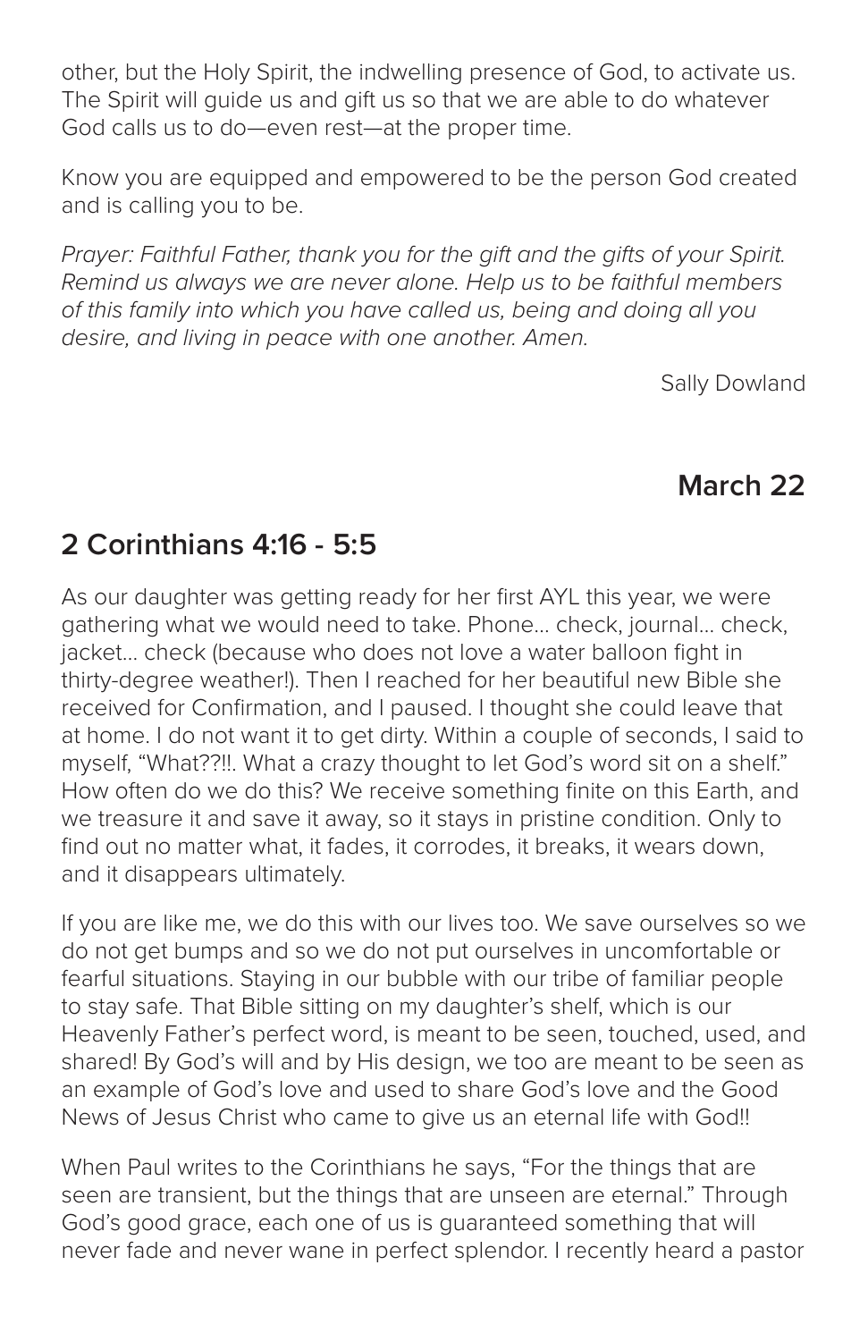other, but the Holy Spirit, the indwelling presence of God, to activate us. The Spirit will guide us and gift us so that we are able to do whatever God calls us to do—even rest—at the proper time.

Know you are equipped and empowered to be the person God created and is calling you to be.

*Prayer: Faithful Father, thank you for the gift and the gifts of your Spirit. Remind us always we are never alone. Help us to be faithful members of this family into which you have called us, being and doing all you desire, and living in peace with one another. Amen.*

Sally Dowland

## March 22

## 2 Corinthians 4:16 - 5:5

As our daughter was getting ready for her first AYL this year, we were gathering what we would need to take. Phone... check, journal... check, jacket... check (because who does not love a water balloon fight in thirty-degree weather!). Then I reached for her beautiful new Bible she received for Confirmation, and I paused. I thought she could leave that at home. I do not want it to get dirty. Within a couple of seconds, I said to myself, "What??!!. What a crazy thought to let God's word sit on a shelf." How often do we do this? We receive something finite on this Earth, and we treasure it and save it away, so it stays in pristine condition. Only to find out no matter what, it fades, it corrodes, it breaks, it wears down, and it disappears ultimately.

If you are like me, we do this with our lives too. We save ourselves so we do not get bumps and so we do not put ourselves in uncomfortable or fearful situations. Staying in our bubble with our tribe of familiar people to stay safe. That Bible sitting on my daughter's shelf, which is our Heavenly Father's perfect word, is meant to be seen, touched, used, and shared! By God's will and by His design, we too are meant to be seen as an example of God's love and used to share God's love and the Good News of Jesus Christ who came to give us an eternal life with God!!

When Paul writes to the Corinthians he says, "For the things that are seen are transient, but the things that are unseen are eternal." Through God's good grace, each one of us is guaranteed something that will never fade and never wane in perfect splendor. I recently heard a pastor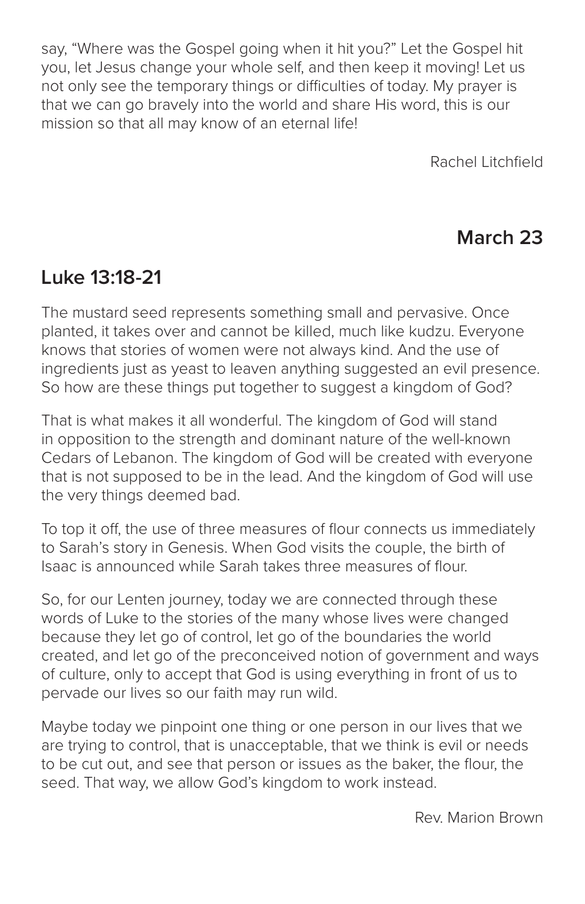say, "Where was the Gospel going when it hit you?" Let the Gospel hit you, let Jesus change your whole self, and then keep it moving! Let us not only see the temporary things or difficulties of today. My prayer is that we can go bravely into the world and share His word, this is our mission so that all may know of an eternal life!

Rachel Litchfield

## March 23

## Luke 13:18-21

The mustard seed represents something small and pervasive. Once planted, it takes over and cannot be killed, much like kudzu. Everyone knows that stories of women were not always kind. And the use of ingredients just as yeast to leaven anything suggested an evil presence. So how are these things put together to suggest a kingdom of God?

That is what makes it all wonderful. The kingdom of God will stand in opposition to the strength and dominant nature of the well-known Cedars of Lebanon. The kingdom of God will be created with everyone that is not supposed to be in the lead. And the kingdom of God will use the very things deemed bad.

To top it off, the use of three measures of flour connects us immediately to Sarah's story in Genesis. When God visits the couple, the birth of Isaac is announced while Sarah takes three measures of flour.

So, for our Lenten journey, today we are connected through these words of Luke to the stories of the many whose lives were changed because they let go of control, let go of the boundaries the world created, and let go of the preconceived notion of government and ways of culture, only to accept that God is using everything in front of us to pervade our lives so our faith may run wild.

Maybe today we pinpoint one thing or one person in our lives that we are trying to control, that is unacceptable, that we think is evil or needs to be cut out, and see that person or issues as the baker, the flour, the seed. That way, we allow God's kingdom to work instead.

Rev. Marion Brown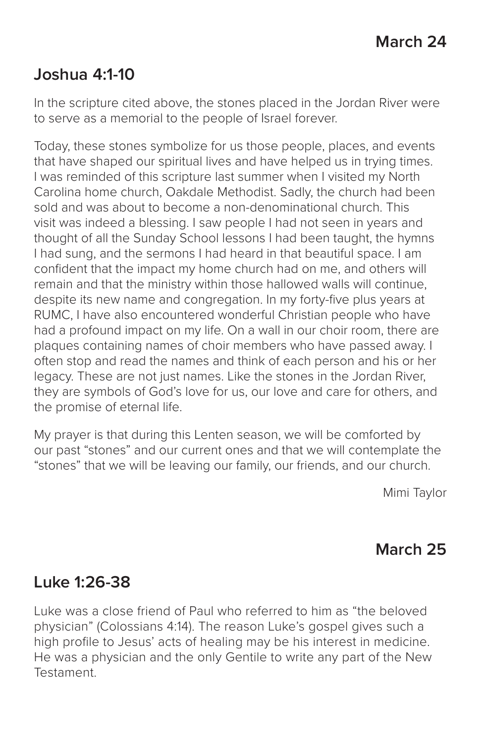## March 24

### Joshua 4:1-10

In the scripture cited above, the stones placed in the Jordan River were to serve as a memorial to the people of Israel forever.

Today, these stones symbolize for us those people, places, and events that have shaped our spiritual lives and have helped us in trying times. I was reminded of this scripture last summer when I visited my North Carolina home church, Oakdale Methodist. Sadly, the church had been sold and was about to become a non-denominational church. This visit was indeed a blessing. I saw people I had not seen in years and thought of all the Sunday School lessons I had been taught, the hymns I had sung, and the sermons I had heard in that beautiful space. I am confident that the impact my home church had on me, and others will remain and that the ministry within those hallowed walls will continue, despite its new name and congregation. In my forty-five plus years at RUMC, I have also encountered wonderful Christian people who have had a profound impact on my life. On a wall in our choir room, there are plaques containing names of choir members who have passed away. I often stop and read the names and think of each person and his or her legacy. These are not just names. Like the stones in the Jordan River, they are symbols of God's love for us, our love and care for others, and the promise of eternal life.

My prayer is that during this Lenten season, we will be comforted by our past "stones" and our current ones and that we will contemplate the "stones" that we will be leaving our family, our friends, and our church.

Mimi Taylor

## March 25

### Luke 1:26-38

Luke was a close friend of Paul who referred to him as "the beloved physician" (Colossians 4:14). The reason Luke's gospel gives such a high profile to Jesus' acts of healing may be his interest in medicine. He was a physician and the only Gentile to write any part of the New Testament.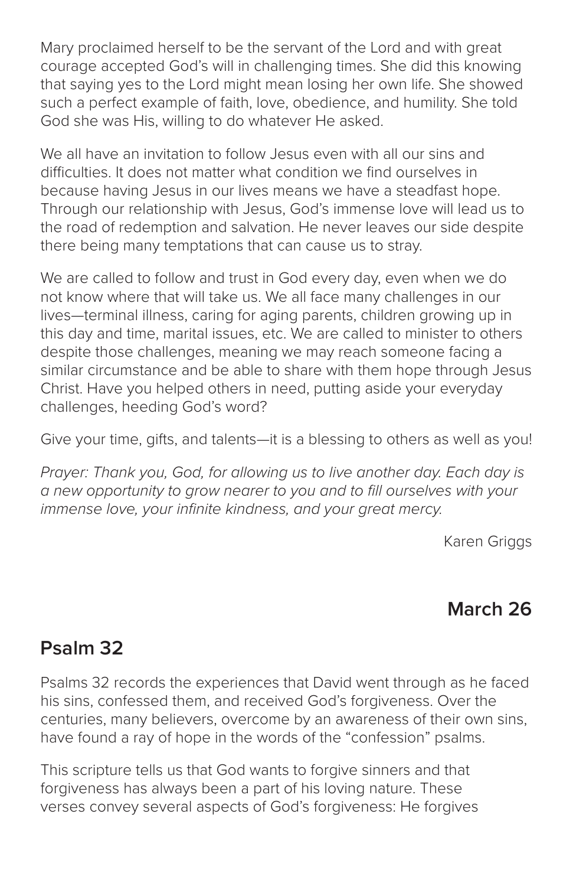Mary proclaimed herself to be the servant of the Lord and with great courage accepted God's will in challenging times. She did this knowing that saying yes to the Lord might mean losing her own life. She showed such a perfect example of faith, love, obedience, and humility. She told God she was His, willing to do whatever He asked.

We all have an invitation to follow Jesus even with all our sins and difficulties. It does not matter what condition we find ourselves in because having Jesus in our lives means we have a steadfast hope. Through our relationship with Jesus, God's immense love will lead us to the road of redemption and salvation. He never leaves our side despite there being many temptations that can cause us to stray.

We are called to follow and trust in God every day, even when we do not know where that will take us. We all face many challenges in our lives—terminal illness, caring for aging parents, children growing up in this day and time, marital issues, etc. We are called to minister to others despite those challenges, meaning we may reach someone facing a similar circumstance and be able to share with them hope through Jesus Christ. Have you helped others in need, putting aside your everyday challenges, heeding God's word?

Give your time, gifts, and talents—it is a blessing to others as well as you!

*Prayer: Thank you, God, for allowing us to live another day. Each day is a new opportunity to grow nearer to you and to fill ourselves with your immense love, your infinite kindness, and your great mercy.*

Karen Griggs

## March 26

## Psalm 32

Psalms 32 records the experiences that David went through as he faced his sins, confessed them, and received God's forgiveness. Over the centuries, many believers, overcome by an awareness of their own sins, have found a ray of hope in the words of the "confession" psalms.

This scripture tells us that God wants to forgive sinners and that forgiveness has always been a part of his loving nature. These verses convey several aspects of God's forgiveness: He forgives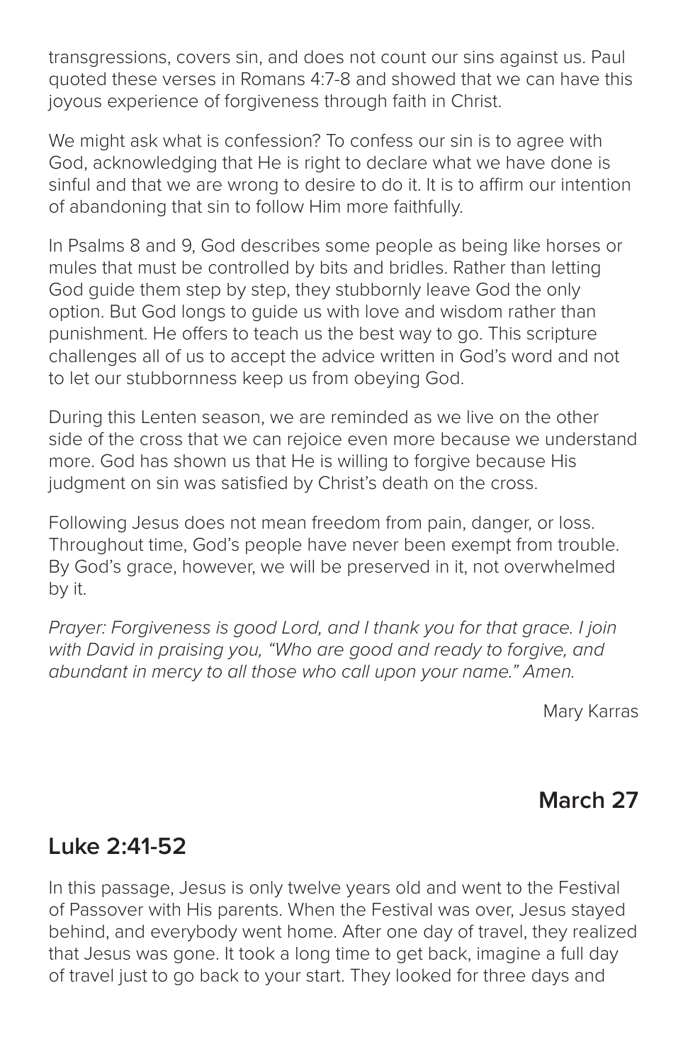transgressions, covers sin, and does not count our sins against us. Paul quoted these verses in Romans 4:7-8 and showed that we can have this joyous experience of forgiveness through faith in Christ.

We might ask what is confession? To confess our sin is to agree with God, acknowledging that He is right to declare what we have done is sinful and that we are wrong to desire to do it. It is to affirm our intention of abandoning that sin to follow Him more faithfully.

In Psalms 8 and 9, God describes some people as being like horses or mules that must be controlled by bits and bridles. Rather than letting God guide them step by step, they stubbornly leave God the only option. But God longs to guide us with love and wisdom rather than punishment. He offers to teach us the best way to go. This scripture challenges all of us to accept the advice written in God's word and not to let our stubbornness keep us from obeying God.

During this Lenten season, we are reminded as we live on the other side of the cross that we can rejoice even more because we understand more. God has shown us that He is willing to forgive because His judgment on sin was satisfied by Christ's death on the cross.

Following Jesus does not mean freedom from pain, danger, or loss. Throughout time, God's people have never been exempt from trouble. By God's grace, however, we will be preserved in it, not overwhelmed by it.

*Prayer: Forgiveness is good Lord, and I thank you for that grace. I join with David in praising you, "Who are good and ready to forgive, and abundant in mercy to all those who call upon your name." Amen.*

Mary Karras

## March 27

## Luke 2:41-52

In this passage, Jesus is only twelve years old and went to the Festival of Passover with His parents. When the Festival was over, Jesus stayed behind, and everybody went home. After one day of travel, they realized that Jesus was gone. It took a long time to get back, imagine a full day of travel just to go back to your start. They looked for three days and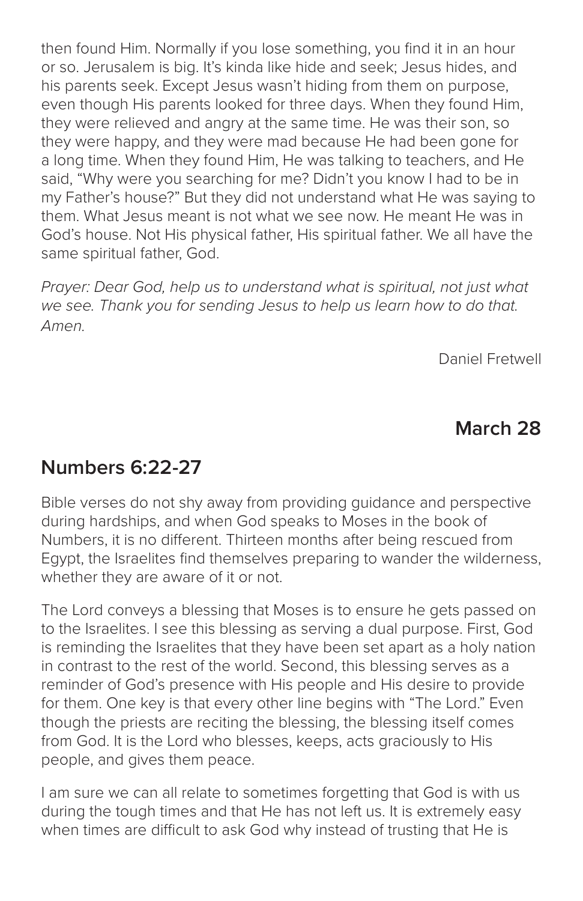then found Him. Normally if you lose something, you find it in an hour or so. Jerusalem is big. It's kinda like hide and seek; Jesus hides, and his parents seek. Except Jesus wasn't hiding from them on purpose, even though His parents looked for three days. When they found Him, they were relieved and angry at the same time. He was their son, so they were happy, and they were mad because He had been gone for a long time. When they found Him, He was talking to teachers, and He said, "Why were you searching for me? Didn't you know I had to be in my Father's house?" But they did not understand what He was saying to them. What Jesus meant is not what we see now. He meant He was in God's house. Not His physical father, His spiritual father. We all have the same spiritual father, God.

*Prayer: Dear God, help us to understand what is spiritual, not just what we see. Thank you for sending Jesus to help us learn how to do that. Amen.*

Daniel Fretwell

## March 28

## Numbers 6:22-27

Bible verses do not shy away from providing guidance and perspective during hardships, and when God speaks to Moses in the book of Numbers, it is no different. Thirteen months after being rescued from Egypt, the Israelites find themselves preparing to wander the wilderness, whether they are aware of it or not.

The Lord conveys a blessing that Moses is to ensure he gets passed on to the Israelites. I see this blessing as serving a dual purpose. First, God is reminding the Israelites that they have been set apart as a holy nation in contrast to the rest of the world. Second, this blessing serves as a reminder of God's presence with His people and His desire to provide for them. One key is that every other line begins with "The Lord." Even though the priests are reciting the blessing, the blessing itself comes from God. It is the Lord who blesses, keeps, acts graciously to His people, and gives them peace.

I am sure we can all relate to sometimes forgetting that God is with us during the tough times and that He has not left us. It is extremely easy when times are difficult to ask God why instead of trusting that He is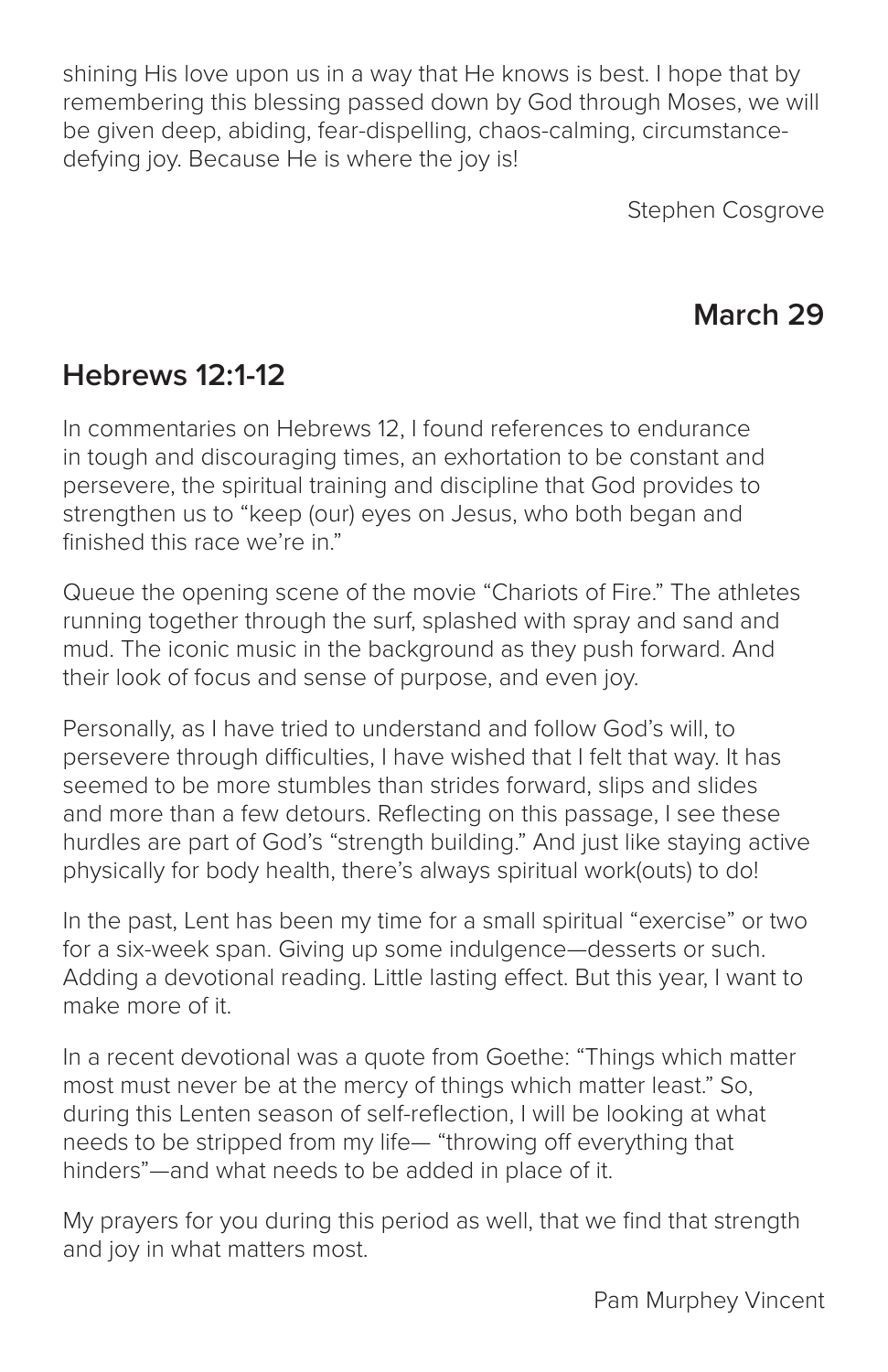shining His love upon us in a way that He knows is best. I hope that by remembering this blessing passed down by God through Moses, we will be given deep, abiding, fear-dispelling, chaos-calming, circumstance-defying joy. Because He is where the joy is!

Stephen Cosgrove

**March 29**

## Hebrews 12:1-12

In commentaries on Hebrews 12, I found references to endurance in tough and discouraging times, an exhortation to be constant and persevere, the spiritual training and discipline that God provides to strengthen us to "keep (our) eyes on Jesus, who both began and finished this race we're in."

Queue the opening scene of the movie "Chariots of Fire." The athletes running together through the surf, splashed with spray and sand and mud. The iconic music in the background as they push forward. And their look of focus and sense of purpose, and even joy.

Personally, as I have tried to understand and follow God's will, to persevere through difficulties, I have wished that I felt that way. It has seemed to be more stumbles than strides forward, slips and slides and more than a few detours. Reflecting on this passage, I see these hurdles are part of God's "strength building." And just like staying active physically for body health, there's always spiritual work(outs) to do!

In the past, Lent has been my time for a small spiritual "exercise" or two for a six-week span. Giving up some indulgence—desserts or such. Adding a devotional reading. Little lasting effect. But this year, I want to make more of it.

In a recent devotional was a quote from Goethe: "Things which matter most must never be at the mercy of things which matter least." So, during this Lenten season of self-reflection, I will be looking at what needs to be stripped from my life— "throwing off everything that hinders"—and what needs to be added in place of it.

My prayers for you during this period as well, that we find that strength and joy in what matters most.

Pam Murphey Vincent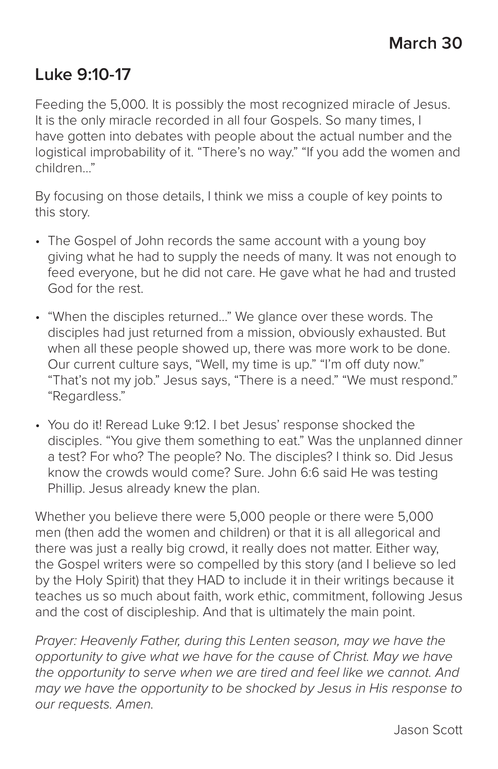**March 30**

## Luke 9:10-17

Feeding the 5,000. It is possibly the most recognized miracle of Jesus. It is the only miracle recorded in all four Gospels. So many times, I have gotten into debates with people about the actual number and the logistical improbability of it. “There’s no way.” “If you add the women and children...”

By focusing on those details, I think we miss a couple of key points to this story.

- The Gospel of John records the same account with a young boy giving what he had to supply the needs of many. It was not enough to feed everyone, but he did not care. He gave what he had and trusted God for the rest.
- “When the disciples returned...” We glance over these words. The disciples had just returned from a mission, obviously exhausted. But when all these people showed up, there was more work to be done. Our current culture says, “Well, my time is up.” “I’m off duty now.” “That’s not my job.” Jesus says, “There is a need.” “We must respond.” “Regardless.”
- You do it! Reread Luke 9:12. I bet Jesus’ response shocked the disciples. “You give them something to eat.” Was the unplanned dinner a test? For who? The people? No. The disciples? I think so. Did Jesus know the crowds would come? Sure. John 6:6 said He was testing Phillip. Jesus already knew the plan.

Whether you believe there were 5,000 people or there were 5,000 men (then add the women and children) or that it is all allegorical and there was just a really big crowd, it really does not matter. Either way, the Gospel writers were so compelled by this story (and I believe so led by the Holy Spirit) that they HAD to include it in their writings because it teaches us so much about faith, work ethic, commitment, following Jesus and the cost of discipleship. And that is ultimately the main point.

*Prayer: Heavenly Father, during this Lenten season, may we have the opportunity to give what we have for the cause of Christ. May we have the opportunity to serve when we are tired and feel like we cannot. And may we have the opportunity to be shocked by Jesus in His response to our requests. Amen.*

Jason Scott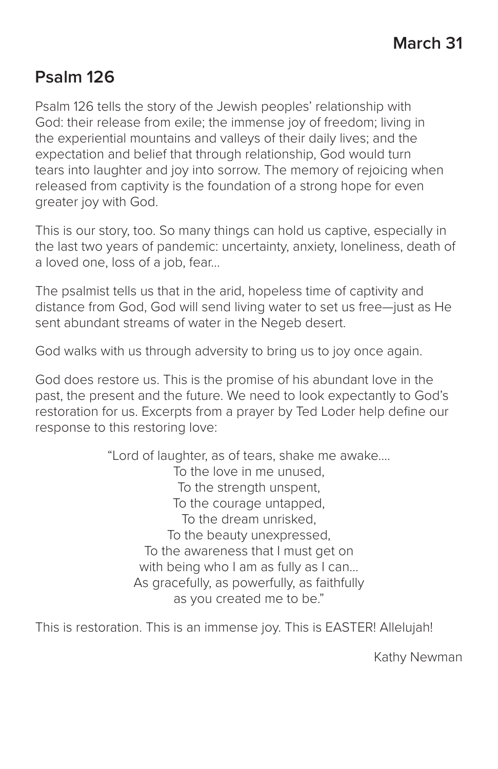**March 31**

## Psalm 126

Psalm 126 tells the story of the Jewish peoples' relationship with God: their release from exile; the immense joy of freedom; living in the experiential mountains and valleys of their daily lives; and the expectation and belief that through relationship, God would turn tears into laughter and joy into sorrow. The memory of rejoicing when released from captivity is the foundation of a strong hope for even greater joy with God.

This is our story, too. So many things can hold us captive, especially in the last two years of pandemic: uncertainty, anxiety, loneliness, death of a loved one, loss of a job, fear…

The psalmist tells us that in the arid, hopeless time of captivity and distance from God, God will send living water to set us free—just as He sent abundant streams of water in the Negeb desert.

God walks with us through adversity to bring us to joy once again.

God does restore us. This is the promise of his abundant love in the past, the present and the future. We need to look expectantly to God's restoration for us. Excerpts from a prayer by Ted Loder help define our response to this restoring love:

> "Lord of laughter, as of tears, shake me awake….
> To the love in me unused,
> To the strength unspent,
> To the courage untapped,
> To the dream unrisked,
> To the beauty unexpressed,
> To the awareness that I must get on
> with being who I am as fully as I can…
> As gracefully, as powerfully, as faithfully
> as you created me to be."

This is restoration. This is an immense joy. This is EASTER! Allelujah!

Kathy Newman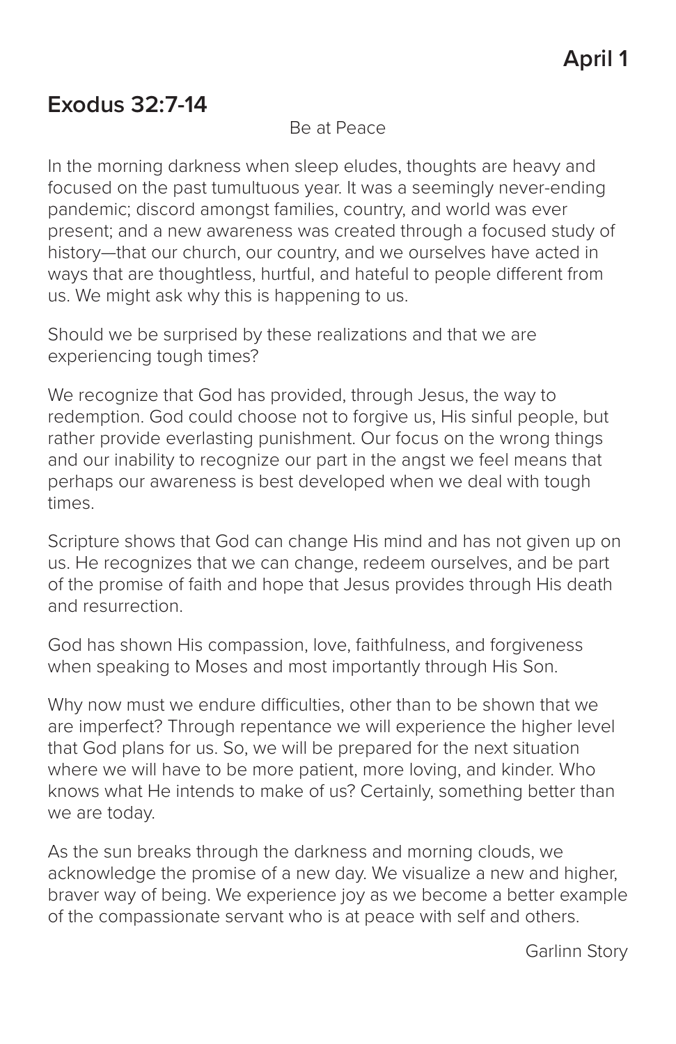**April 1**

## Exodus 32:7-14

Be at Peace

In the morning darkness when sleep eludes, thoughts are heavy and focused on the past tumultuous year. It was a seemingly never-ending pandemic; discord amongst families, country, and world was ever present; and a new awareness was created through a focused study of history—that our church, our country, and we ourselves have acted in ways that are thoughtless, hurtful, and hateful to people different from us. We might ask why this is happening to us.

Should we be surprised by these realizations and that we are experiencing tough times?

We recognize that God has provided, through Jesus, the way to redemption. God could choose not to forgive us, His sinful people, but rather provide everlasting punishment. Our focus on the wrong things and our inability to recognize our part in the angst we feel means that perhaps our awareness is best developed when we deal with tough times.

Scripture shows that God can change His mind and has not given up on us. He recognizes that we can change, redeem ourselves, and be part of the promise of faith and hope that Jesus provides through His death and resurrection.

God has shown His compassion, love, faithfulness, and forgiveness when speaking to Moses and most importantly through His Son.

Why now must we endure difficulties, other than to be shown that we are imperfect? Through repentance we will experience the higher level that God plans for us. So, we will be prepared for the next situation where we will have to be more patient, more loving, and kinder. Who knows what He intends to make of us? Certainly, something better than we are today.

As the sun breaks through the darkness and morning clouds, we acknowledge the promise of a new day. We visualize a new and higher, braver way of being. We experience joy as we become a better example of the compassionate servant who is at peace with self and others.

Garlinn Story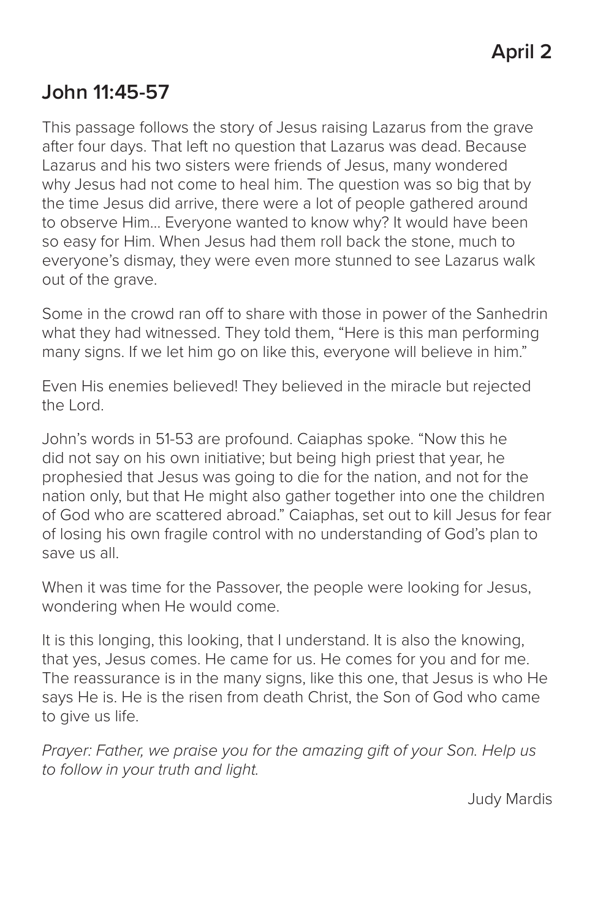**April 2**

## John 11:45-57

This passage follows the story of Jesus raising Lazarus from the grave after four days. That left no question that Lazarus was dead. Because Lazarus and his two sisters were friends of Jesus, many wondered why Jesus had not come to heal him. The question was so big that by the time Jesus did arrive, there were a lot of people gathered around to observe Him… Everyone wanted to know why? It would have been so easy for Him. When Jesus had them roll back the stone, much to everyone's dismay, they were even more stunned to see Lazarus walk out of the grave.

Some in the crowd ran off to share with those in power of the Sanhedrin what they had witnessed. They told them, "Here is this man performing many signs. If we let him go on like this, everyone will believe in him."

Even His enemies believed! They believed in the miracle but rejected the Lord.

John's words in 51-53 are profound. Caiaphas spoke. "Now this he did not say on his own initiative; but being high priest that year, he prophesied that Jesus was going to die for the nation, and not for the nation only, but that He might also gather together into one the children of God who are scattered abroad." Caiaphas, set out to kill Jesus for fear of losing his own fragile control with no understanding of God's plan to save us all.

When it was time for the Passover, the people were looking for Jesus, wondering when He would come.

It is this longing, this looking, that I understand. It is also the knowing, that yes, Jesus comes. He came for us. He comes for you and for me. The reassurance is in the many signs, like this one, that Jesus is who He says He is. He is the risen from death Christ, the Son of God who came to give us life.

*Prayer: Father, we praise you for the amazing gift of your Son. Help us to follow in your truth and light.*

Judy Mardis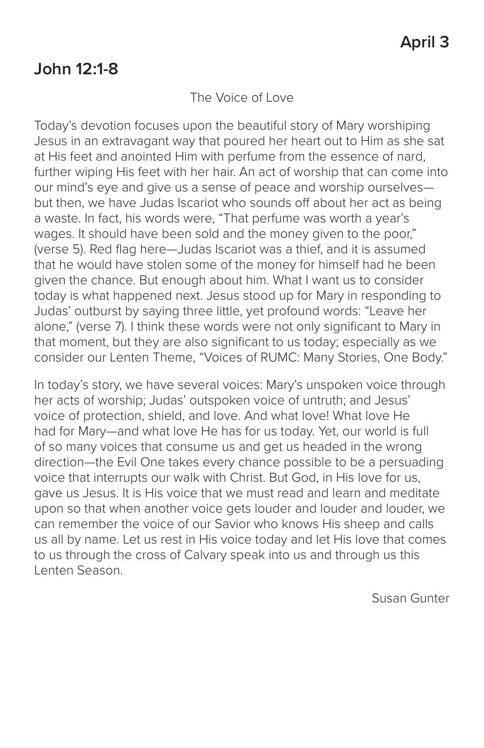**April 3**

## John 12:1-8

The Voice of Love

Today's devotion focuses upon the beautiful story of Mary worshiping Jesus in an extravagant way that poured her heart out to Him as she sat at His feet and anointed Him with perfume from the essence of nard, further wiping His feet with her hair. An act of worship that can come into our mind's eye and give us a sense of peace and worship ourselves—but then, we have Judas Iscariot who sounds off about her act as being a waste. In fact, his words were, "That perfume was worth a year's wages. It should have been sold and the money given to the poor," (verse 5). Red flag here—Judas Iscariot was a thief, and it is assumed that he would have stolen some of the money for himself had he been given the chance. But enough about him. What I want us to consider today is what happened next. Jesus stood up for Mary in responding to Judas' outburst by saying three little, yet profound words: "Leave her alone," (verse 7). I think these words were not only significant to Mary in that moment, but they are also significant to us today; especially as we consider our Lenten Theme, "Voices of RUMC: Many Stories, One Body."

In today's story, we have several voices: Mary's unspoken voice through her acts of worship; Judas' outspoken voice of untruth; and Jesus' voice of protection, shield, and love. And what love! What love He had for Mary—and what love He has for us today. Yet, our world is full of so many voices that consume us and get us headed in the wrong direction—the Evil One takes every chance possible to be a persuading voice that interrupts our walk with Christ. But God, in His love for us, gave us Jesus. It is His voice that we must read and learn and meditate upon so that when another voice gets louder and louder and louder, we can remember the voice of our Savior who knows His sheep and calls us all by name. Let us rest in His voice today and let His love that comes to us through the cross of Calvary speak into us and through us this Lenten Season.

Susan Gunter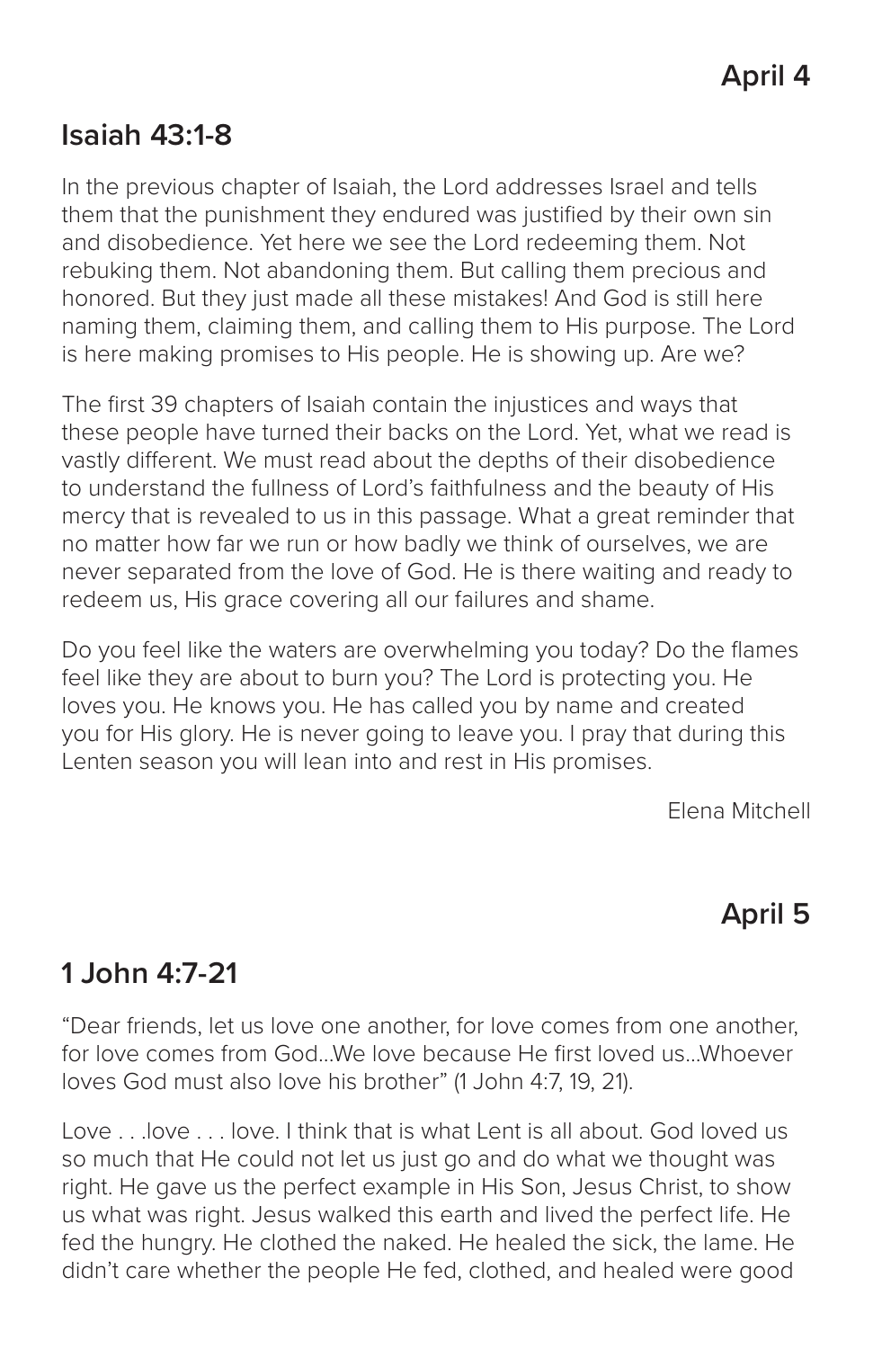**April 4**

## Isaiah 43:1-8

In the previous chapter of Isaiah, the Lord addresses Israel and tells them that the punishment they endured was justified by their own sin and disobedience. Yet here we see the Lord redeeming them. Not rebuking them. Not abandoning them. But calling them precious and honored. But they just made all these mistakes! And God is still here naming them, claiming them, and calling them to His purpose. The Lord is here making promises to His people. He is showing up. Are we?

The first 39 chapters of Isaiah contain the injustices and ways that these people have turned their backs on the Lord. Yet, what we read is vastly different. We must read about the depths of their disobedience to understand the fullness of Lord's faithfulness and the beauty of His mercy that is revealed to us in this passage. What a great reminder that no matter how far we run or how badly we think of ourselves, we are never separated from the love of God. He is there waiting and ready to redeem us, His grace covering all our failures and shame.

Do you feel like the waters are overwhelming you today? Do the flames feel like they are about to burn you? The Lord is protecting you. He loves you. He knows you. He has called you by name and created you for His glory. He is never going to leave you. I pray that during this Lenten season you will lean into and rest in His promises.

Elena Mitchell

**April 5**

## 1 John 4:7-21

"Dear friends, let us love one another, for love comes from one another, for love comes from God...We love because He first loved us...Whoever loves God must also love his brother" (1 John 4:7, 19, 21).

Love . . .love . . . love. I think that is what Lent is all about. God loved us so much that He could not let us just go and do what we thought was right. He gave us the perfect example in His Son, Jesus Christ, to show us what was right. Jesus walked this earth and lived the perfect life. He fed the hungry. He clothed the naked. He healed the sick, the lame. He didn't care whether the people He fed, clothed, and healed were good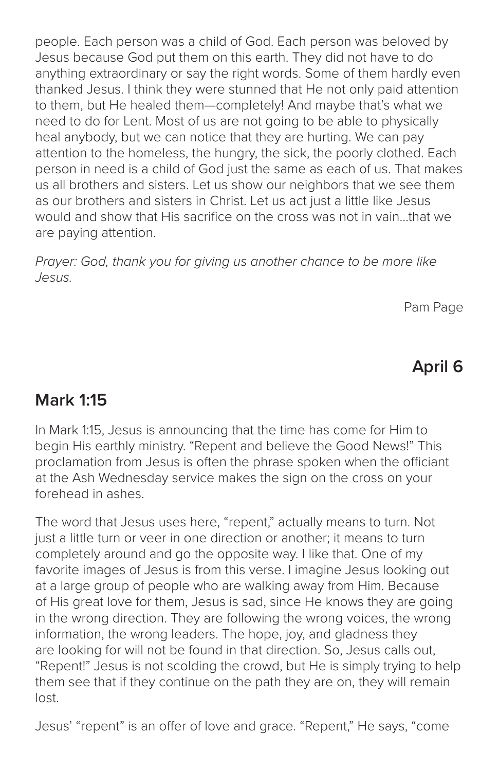people. Each person was a child of God. Each person was beloved by Jesus because God put them on this earth. They did not have to do anything extraordinary or say the right words. Some of them hardly even thanked Jesus. I think they were stunned that He not only paid attention to them, but He healed them—completely! And maybe that's what we need to do for Lent. Most of us are not going to be able to physically heal anybody, but we can notice that they are hurting. We can pay attention to the homeless, the hungry, the sick, the poorly clothed. Each person in need is a child of God just the same as each of us. That makes us all brothers and sisters. Let us show our neighbors that we see them as our brothers and sisters in Christ. Let us act just a little like Jesus would and show that His sacrifice on the cross was not in vain...that we are paying attention.

*Prayer: God, thank you for giving us another chance to be more like Jesus.*

Pam Page

**April 6**

## Mark 1:15

In Mark 1:15, Jesus is announcing that the time has come for Him to begin His earthly ministry. "Repent and believe the Good News!" This proclamation from Jesus is often the phrase spoken when the officiant at the Ash Wednesday service makes the sign on the cross on your forehead in ashes.

The word that Jesus uses here, "repent," actually means to turn. Not just a little turn or veer in one direction or another; it means to turn completely around and go the opposite way. I like that. One of my favorite images of Jesus is from this verse. I imagine Jesus looking out at a large group of people who are walking away from Him. Because of His great love for them, Jesus is sad, since He knows they are going in the wrong direction. They are following the wrong voices, the wrong information, the wrong leaders. The hope, joy, and gladness they are looking for will not be found in that direction. So, Jesus calls out, "Repent!" Jesus is not scolding the crowd, but He is simply trying to help them see that if they continue on the path they are on, they will remain lost.

Jesus' "repent" is an offer of love and grace. "Repent," He says, "come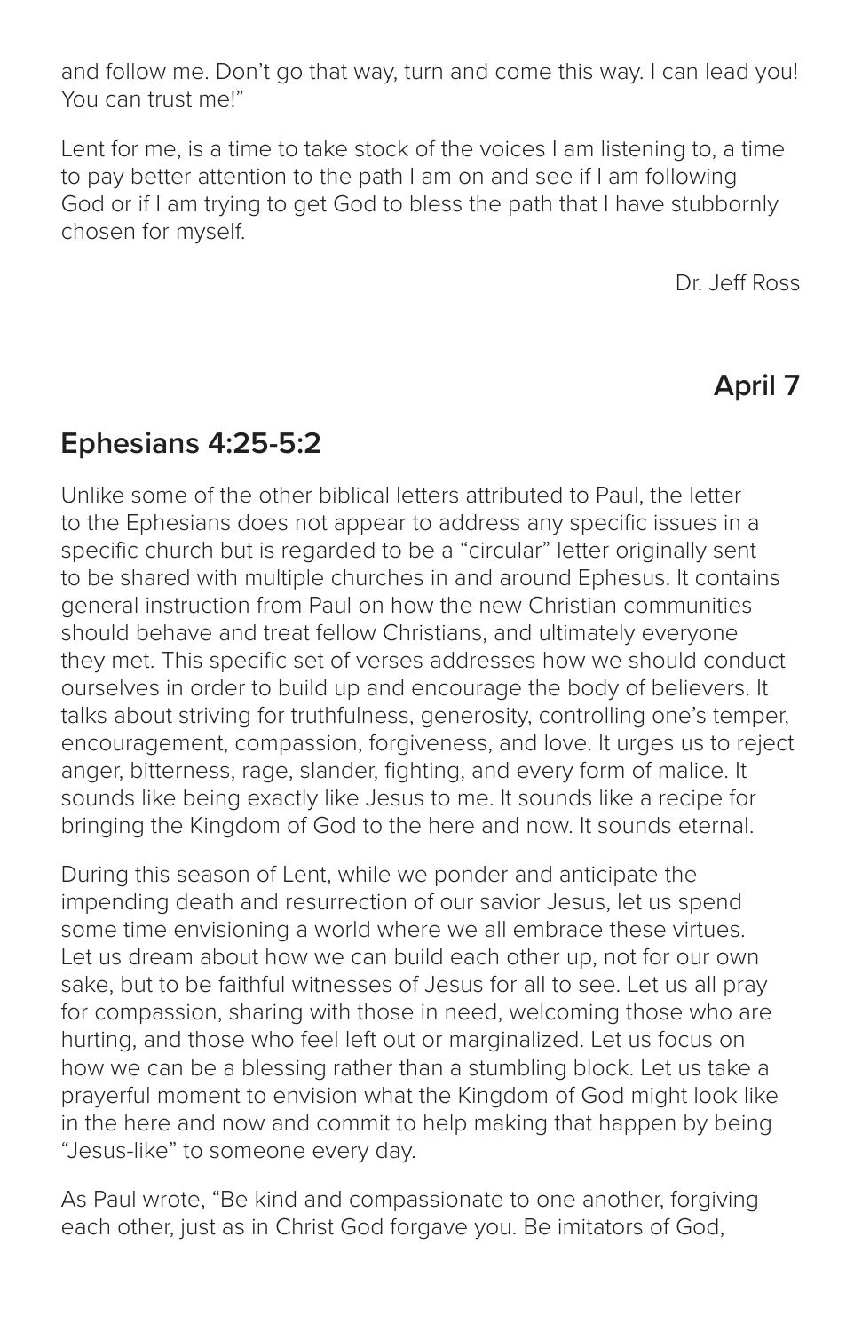and follow me. Don't go that way, turn and come this way. I can lead you! You can trust me!"

Lent for me, is a time to take stock of the voices I am listening to, a time to pay better attention to the path I am on and see if I am following God or if I am trying to get God to bless the path that I have stubbornly chosen for myself.

Dr. Jeff Ross

## April 7

## Ephesians 4:25-5:2

Unlike some of the other biblical letters attributed to Paul, the letter to the Ephesians does not appear to address any specific issues in a specific church but is regarded to be a "circular" letter originally sent to be shared with multiple churches in and around Ephesus. It contains general instruction from Paul on how the new Christian communities should behave and treat fellow Christians, and ultimately everyone they met. This specific set of verses addresses how we should conduct ourselves in order to build up and encourage the body of believers. It talks about striving for truthfulness, generosity, controlling one's temper, encouragement, compassion, forgiveness, and love. It urges us to reject anger, bitterness, rage, slander, fighting, and every form of malice. It sounds like being exactly like Jesus to me. It sounds like a recipe for bringing the Kingdom of God to the here and now. It sounds eternal.

During this season of Lent, while we ponder and anticipate the impending death and resurrection of our savior Jesus, let us spend some time envisioning a world where we all embrace these virtues. Let us dream about how we can build each other up, not for our own sake, but to be faithful witnesses of Jesus for all to see. Let us all pray for compassion, sharing with those in need, welcoming those who are hurting, and those who feel left out or marginalized. Let us focus on how we can be a blessing rather than a stumbling block. Let us take a prayerful moment to envision what the Kingdom of God might look like in the here and now and commit to help making that happen by being "Jesus-like" to someone every day.

As Paul wrote, "Be kind and compassionate to one another, forgiving each other, just as in Christ God forgave you. Be imitators of God,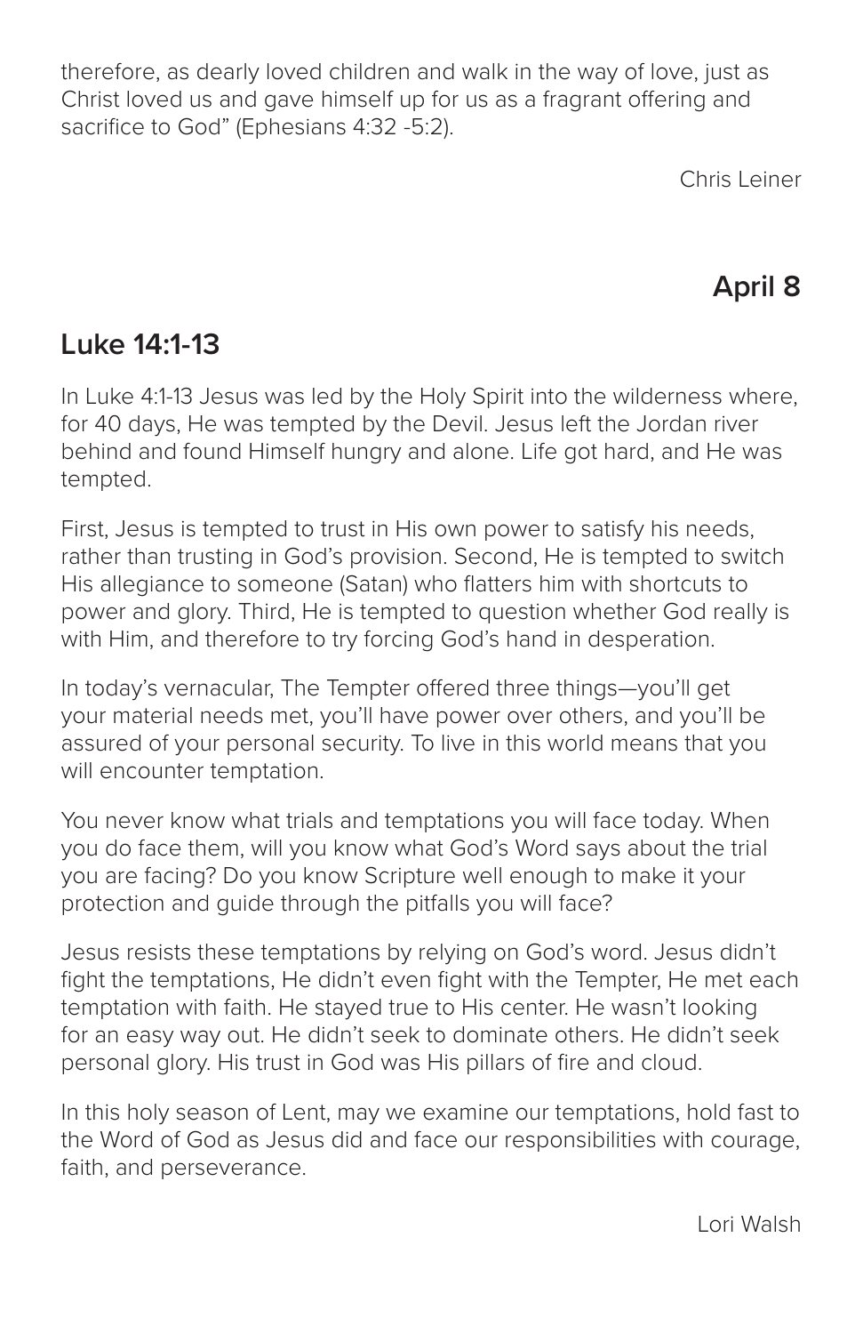therefore, as dearly loved children and walk in the way of love, just as Christ loved us and gave himself up for us as a fragrant offering and sacrifice to God" (Ephesians 4:32 -5:2).

Chris Leiner

## April 8

## Luke 14:1-13

In Luke 4:1-13 Jesus was led by the Holy Spirit into the wilderness where, for 40 days, He was tempted by the Devil. Jesus left the Jordan river behind and found Himself hungry and alone. Life got hard, and He was tempted.

First, Jesus is tempted to trust in His own power to satisfy his needs, rather than trusting in God's provision. Second, He is tempted to switch His allegiance to someone (Satan) who flatters him with shortcuts to power and glory. Third, He is tempted to question whether God really is with Him, and therefore to try forcing God's hand in desperation.

In today's vernacular, The Tempter offered three things—you'll get your material needs met, you'll have power over others, and you'll be assured of your personal security. To live in this world means that you will encounter temptation.

You never know what trials and temptations you will face today. When you do face them, will you know what God's Word says about the trial you are facing? Do you know Scripture well enough to make it your protection and guide through the pitfalls you will face?

Jesus resists these temptations by relying on God's word. Jesus didn't fight the temptations, He didn't even fight with the Tempter, He met each temptation with faith. He stayed true to His center. He wasn't looking for an easy way out. He didn't seek to dominate others. He didn't seek personal glory. His trust in God was His pillars of fire and cloud.

In this holy season of Lent, may we examine our temptations, hold fast to the Word of God as Jesus did and face our responsibilities with courage, faith, and perseverance.

Lori Walsh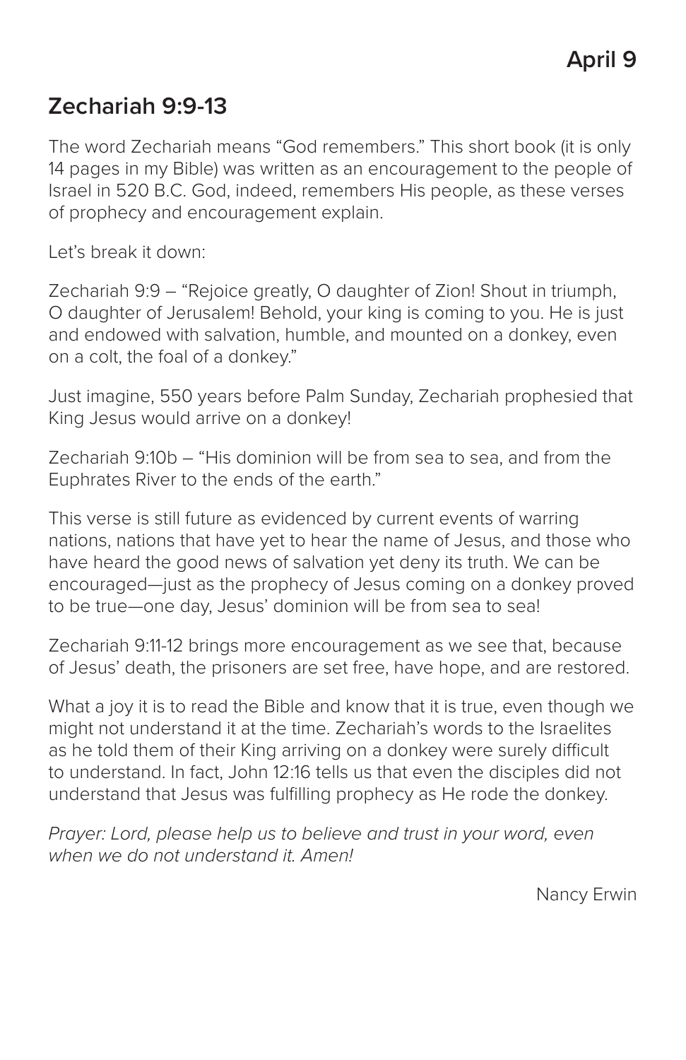April 9

## Zechariah 9:9-13

The word Zechariah means “God remembers.” This short book (it is only 14 pages in my Bible) was written as an encouragement to the people of Israel in 520 B.C. God, indeed, remembers His people, as these verses of prophecy and encouragement explain.

Let’s break it down:

Zechariah 9:9 – “Rejoice greatly, O daughter of Zion! Shout in triumph, O daughter of Jerusalem! Behold, your king is coming to you. He is just and endowed with salvation, humble, and mounted on a donkey, even on a colt, the foal of a donkey.”

Just imagine, 550 years before Palm Sunday, Zechariah prophesied that King Jesus would arrive on a donkey!

Zechariah 9:10b – “His dominion will be from sea to sea, and from the Euphrates River to the ends of the earth.”

This verse is still future as evidenced by current events of warring nations, nations that have yet to hear the name of Jesus, and those who have heard the good news of salvation yet deny its truth. We can be encouraged—just as the prophecy of Jesus coming on a donkey proved to be true—one day, Jesus’ dominion will be from sea to sea!

Zechariah 9:11-12 brings more encouragement as we see that, because of Jesus’ death, the prisoners are set free, have hope, and are restored.

What a joy it is to read the Bible and know that it is true, even though we might not understand it at the time. Zechariah’s words to the Israelites as he told them of their King arriving on a donkey were surely difficult to understand. In fact, John 12:16 tells us that even the disciples did not understand that Jesus was fulfilling prophecy as He rode the donkey.

*Prayer: Lord, please help us to believe and trust in your word, even when we do not understand it. Amen!*

Nancy Erwin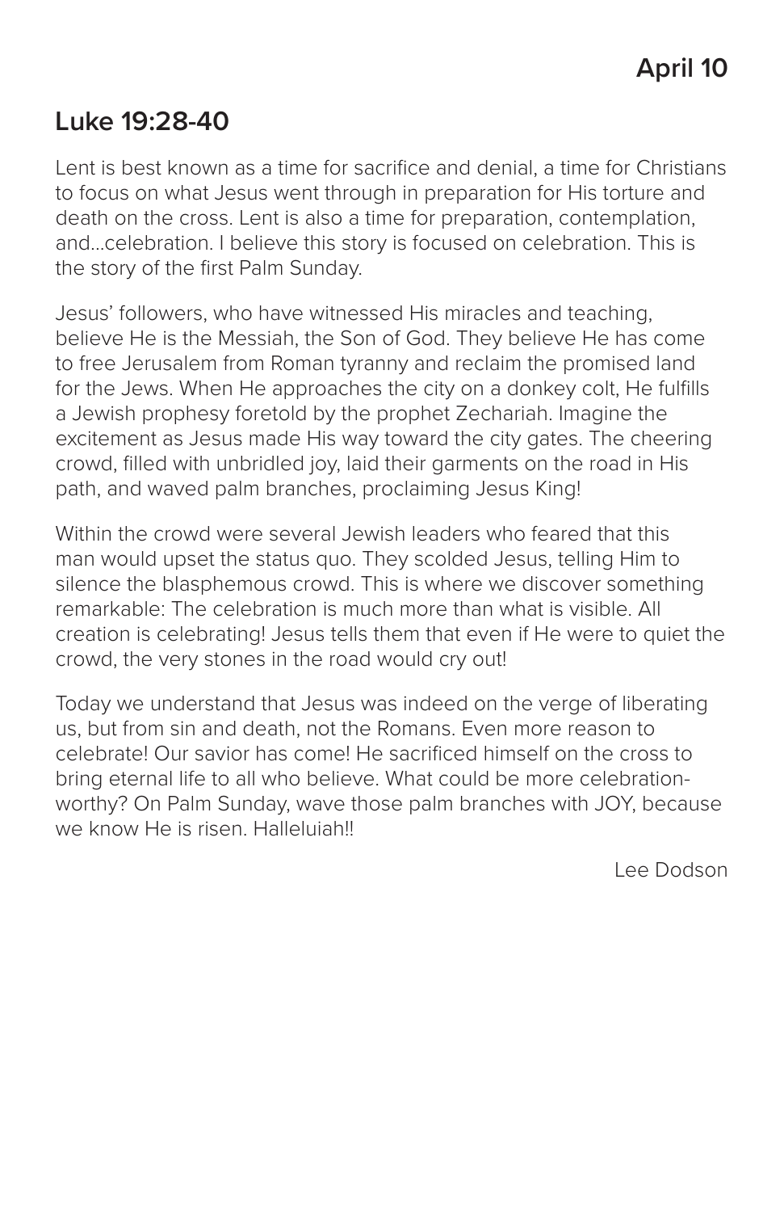**April 10**

## Luke 19:28-40

Lent is best known as a time for sacrifice and denial, a time for Christians to focus on what Jesus went through in preparation for His torture and death on the cross. Lent is also a time for preparation, contemplation, and...celebration. I believe this story is focused on celebration. This is the story of the first Palm Sunday.

Jesus' followers, who have witnessed His miracles and teaching, believe He is the Messiah, the Son of God. They believe He has come to free Jerusalem from Roman tyranny and reclaim the promised land for the Jews. When He approaches the city on a donkey colt, He fulfills a Jewish prophesy foretold by the prophet Zechariah. Imagine the excitement as Jesus made His way toward the city gates. The cheering crowd, filled with unbridled joy, laid their garments on the road in His path, and waved palm branches, proclaiming Jesus King!

Within the crowd were several Jewish leaders who feared that this man would upset the status quo. They scolded Jesus, telling Him to silence the blasphemous crowd. This is where we discover something remarkable: The celebration is much more than what is visible. All creation is celebrating! Jesus tells them that even if He were to quiet the crowd, the very stones in the road would cry out!

Today we understand that Jesus was indeed on the verge of liberating us, but from sin and death, not the Romans. Even more reason to celebrate! Our savior has come! He sacrificed himself on the cross to bring eternal life to all who believe. What could be more celebration-worthy? On Palm Sunday, wave those palm branches with JOY, because we know He is risen. Halleluiah!!

Lee Dodson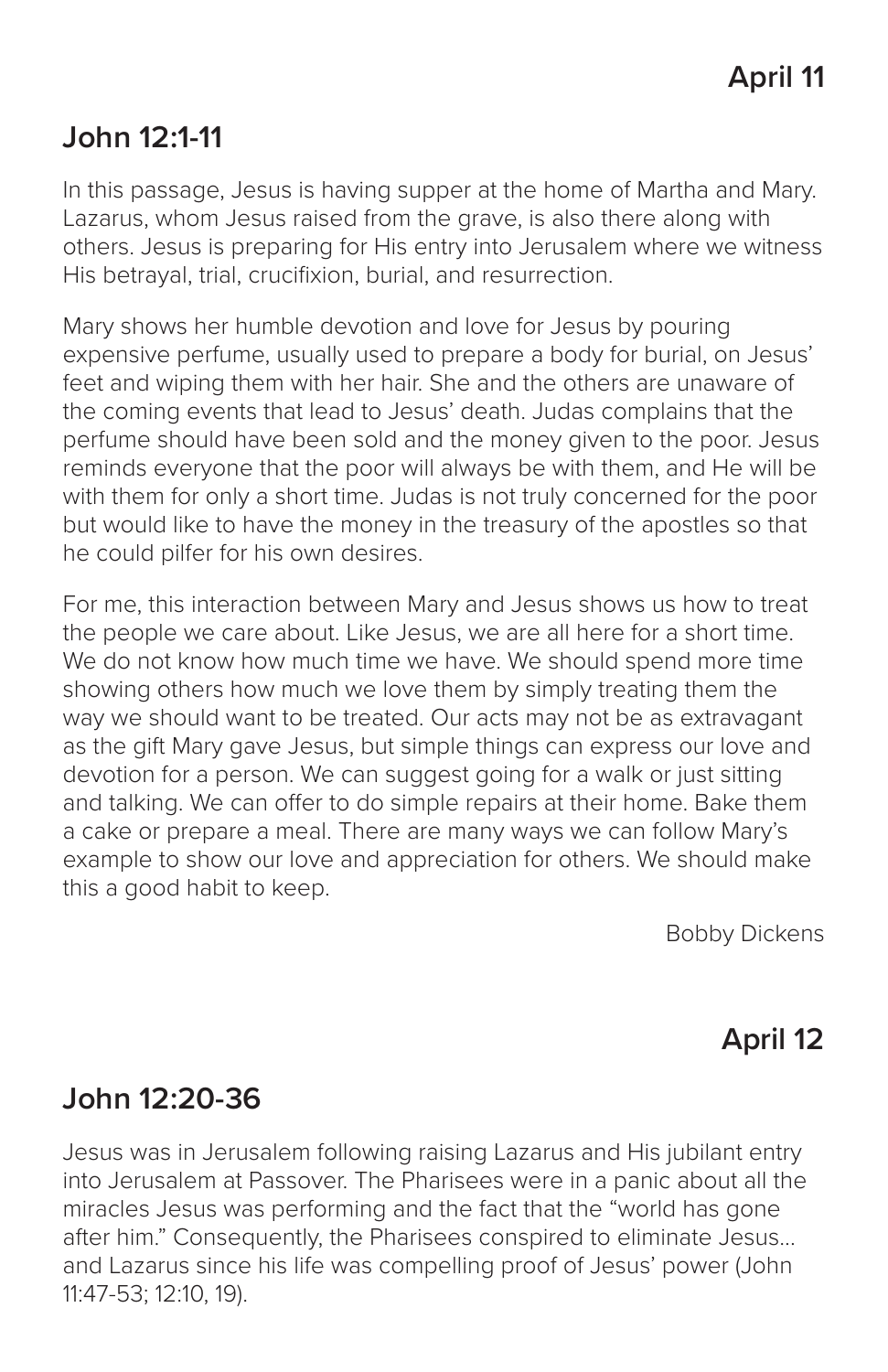**April 11**

## John 12:1-11

In this passage, Jesus is having supper at the home of Martha and Mary. Lazarus, whom Jesus raised from the grave, is also there along with others. Jesus is preparing for His entry into Jerusalem where we witness His betrayal, trial, crucifixion, burial, and resurrection.

Mary shows her humble devotion and love for Jesus by pouring expensive perfume, usually used to prepare a body for burial, on Jesus' feet and wiping them with her hair. She and the others are unaware of the coming events that lead to Jesus' death. Judas complains that the perfume should have been sold and the money given to the poor. Jesus reminds everyone that the poor will always be with them, and He will be with them for only a short time. Judas is not truly concerned for the poor but would like to have the money in the treasury of the apostles so that he could pilfer for his own desires.

For me, this interaction between Mary and Jesus shows us how to treat the people we care about. Like Jesus, we are all here for a short time. We do not know how much time we have. We should spend more time showing others how much we love them by simply treating them the way we should want to be treated. Our acts may not be as extravagant as the gift Mary gave Jesus, but simple things can express our love and devotion for a person. We can suggest going for a walk or just sitting and talking. We can offer to do simple repairs at their home. Bake them a cake or prepare a meal. There are many ways we can follow Mary's example to show our love and appreciation for others. We should make this a good habit to keep.

Bobby Dickens

**April 12**

## John 12:20-36

Jesus was in Jerusalem following raising Lazarus and His jubilant entry into Jerusalem at Passover. The Pharisees were in a panic about all the miracles Jesus was performing and the fact that the "world has gone after him." Consequently, the Pharisees conspired to eliminate Jesus… and Lazarus since his life was compelling proof of Jesus' power (John 11:47-53; 12:10, 19).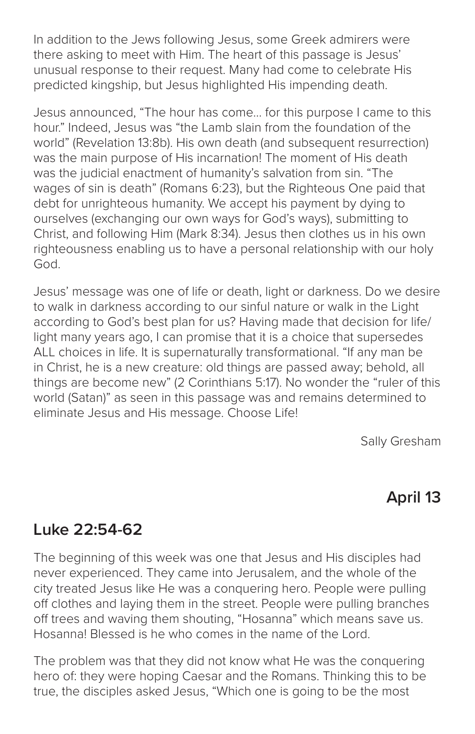In addition to the Jews following Jesus, some Greek admirers were there asking to meet with Him. The heart of this passage is Jesus' unusual response to their request. Many had come to celebrate His predicted kingship, but Jesus highlighted His impending death.

Jesus announced, "The hour has come… for this purpose I came to this hour." Indeed, Jesus was "the Lamb slain from the foundation of the world" (Revelation 13:8b). His own death (and subsequent resurrection) was the main purpose of His incarnation! The moment of His death was the judicial enactment of humanity's salvation from sin. "The wages of sin is death" (Romans 6:23), but the Righteous One paid that debt for unrighteous humanity. We accept his payment by dying to ourselves (exchanging our own ways for God's ways), submitting to Christ, and following Him (Mark 8:34). Jesus then clothes us in his own righteousness enabling us to have a personal relationship with our holy God.

Jesus' message was one of life or death, light or darkness. Do we desire to walk in darkness according to our sinful nature or walk in the Light according to God's best plan for us? Having made that decision for life/light many years ago, I can promise that it is a choice that supersedes ALL choices in life. It is supernaturally transformational. "If any man be in Christ, he is a new creature: old things are passed away; behold, all things are become new" (2 Corinthians 5:17). No wonder the "ruler of this world (Satan)" as seen in this passage was and remains determined to eliminate Jesus and His message. Choose Life!

Sally Gresham

## April 13

## Luke 22:54-62

The beginning of this week was one that Jesus and His disciples had never experienced. They came into Jerusalem, and the whole of the city treated Jesus like He was a conquering hero. People were pulling off clothes and laying them in the street. People were pulling branches off trees and waving them shouting, "Hosanna" which means save us. Hosanna! Blessed is he who comes in the name of the Lord.

The problem was that they did not know what He was the conquering hero of: they were hoping Caesar and the Romans. Thinking this to be true, the disciples asked Jesus, "Which one is going to be the most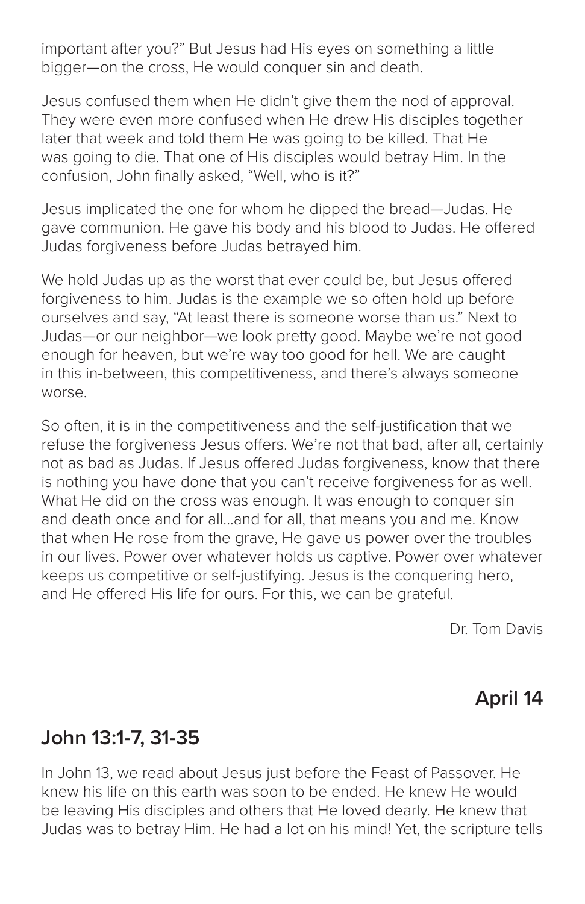important after you?" But Jesus had His eyes on something a little bigger—on the cross, He would conquer sin and death.

Jesus confused them when He didn't give them the nod of approval. They were even more confused when He drew His disciples together later that week and told them He was going to be killed. That He was going to die. That one of His disciples would betray Him. In the confusion, John finally asked, "Well, who is it?"

Jesus implicated the one for whom he dipped the bread—Judas. He gave communion. He gave his body and his blood to Judas. He offered Judas forgiveness before Judas betrayed him.

We hold Judas up as the worst that ever could be, but Jesus offered forgiveness to him. Judas is the example we so often hold up before ourselves and say, "At least there is someone worse than us." Next to Judas—or our neighbor—we look pretty good. Maybe we're not good enough for heaven, but we're way too good for hell. We are caught in this in-between, this competitiveness, and there's always someone worse.

So often, it is in the competitiveness and the self-justification that we refuse the forgiveness Jesus offers. We're not that bad, after all, certainly not as bad as Judas. If Jesus offered Judas forgiveness, know that there is nothing you have done that you can't receive forgiveness for as well. What He did on the cross was enough. It was enough to conquer sin and death once and for all…and for all, that means you and me. Know that when He rose from the grave, He gave us power over the troubles in our lives. Power over whatever holds us captive. Power over whatever keeps us competitive or self-justifying. Jesus is the conquering hero, and He offered His life for ours. For this, we can be grateful.

Dr. Tom Davis

## April 14

## John 13:1-7, 31-35

In John 13, we read about Jesus just before the Feast of Passover. He knew his life on this earth was soon to be ended. He knew He would be leaving His disciples and others that He loved dearly. He knew that Judas was to betray Him. He had a lot on his mind! Yet, the scripture tells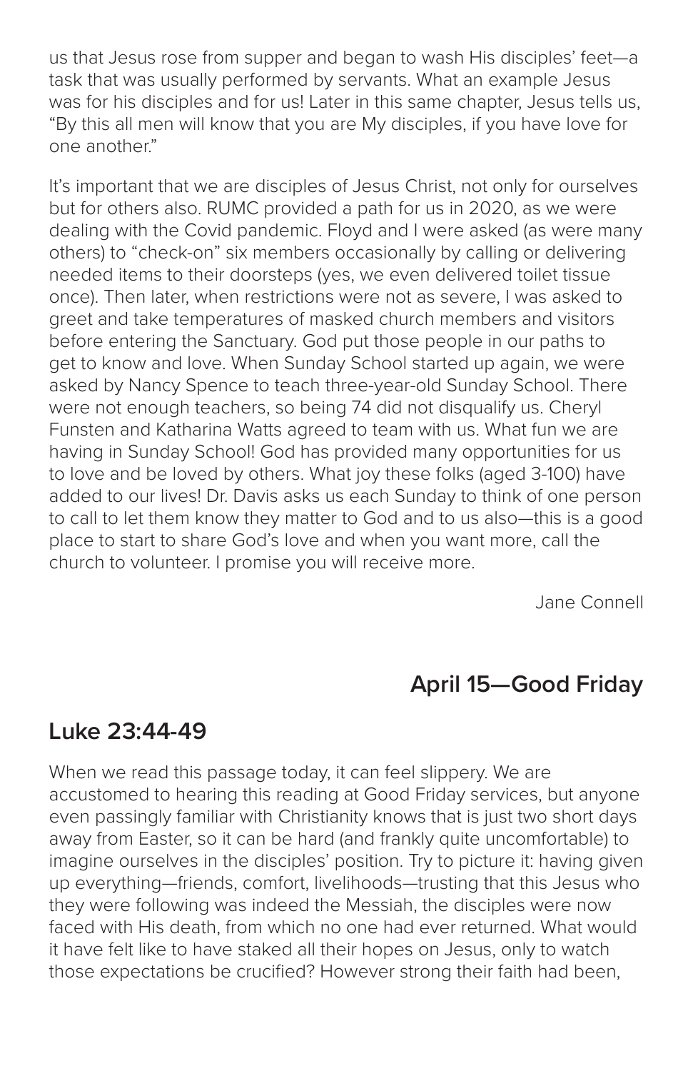us that Jesus rose from supper and began to wash His disciples' feet—a task that was usually performed by servants. What an example Jesus was for his disciples and for us! Later in this same chapter, Jesus tells us, "By this all men will know that you are My disciples, if you have love for one another."

It's important that we are disciples of Jesus Christ, not only for ourselves but for others also. RUMC provided a path for us in 2020, as we were dealing with the Covid pandemic. Floyd and I were asked (as were many others) to "check-on" six members occasionally by calling or delivering needed items to their doorsteps (yes, we even delivered toilet tissue once). Then later, when restrictions were not as severe, I was asked to greet and take temperatures of masked church members and visitors before entering the Sanctuary. God put those people in our paths to get to know and love. When Sunday School started up again, we were asked by Nancy Spence to teach three-year-old Sunday School. There were not enough teachers, so being 74 did not disqualify us. Cheryl Funsten and Katharina Watts agreed to team with us. What fun we are having in Sunday School! God has provided many opportunities for us to love and be loved by others. What joy these folks (aged 3-100) have added to our lives! Dr. Davis asks us each Sunday to think of one person to call to let them know they matter to God and to us also—this is a good place to start to share God's love and when you want more, call the church to volunteer. I promise you will receive more.

Jane Connell

## April 15—Good Friday

## Luke 23:44-49

When we read this passage today, it can feel slippery. We are accustomed to hearing this reading at Good Friday services, but anyone even passingly familiar with Christianity knows that is just two short days away from Easter, so it can be hard (and frankly quite uncomfortable) to imagine ourselves in the disciples' position. Try to picture it: having given up everything—friends, comfort, livelihoods—trusting that this Jesus who they were following was indeed the Messiah, the disciples were now faced with His death, from which no one had ever returned. What would it have felt like to have staked all their hopes on Jesus, only to watch those expectations be crucified? However strong their faith had been,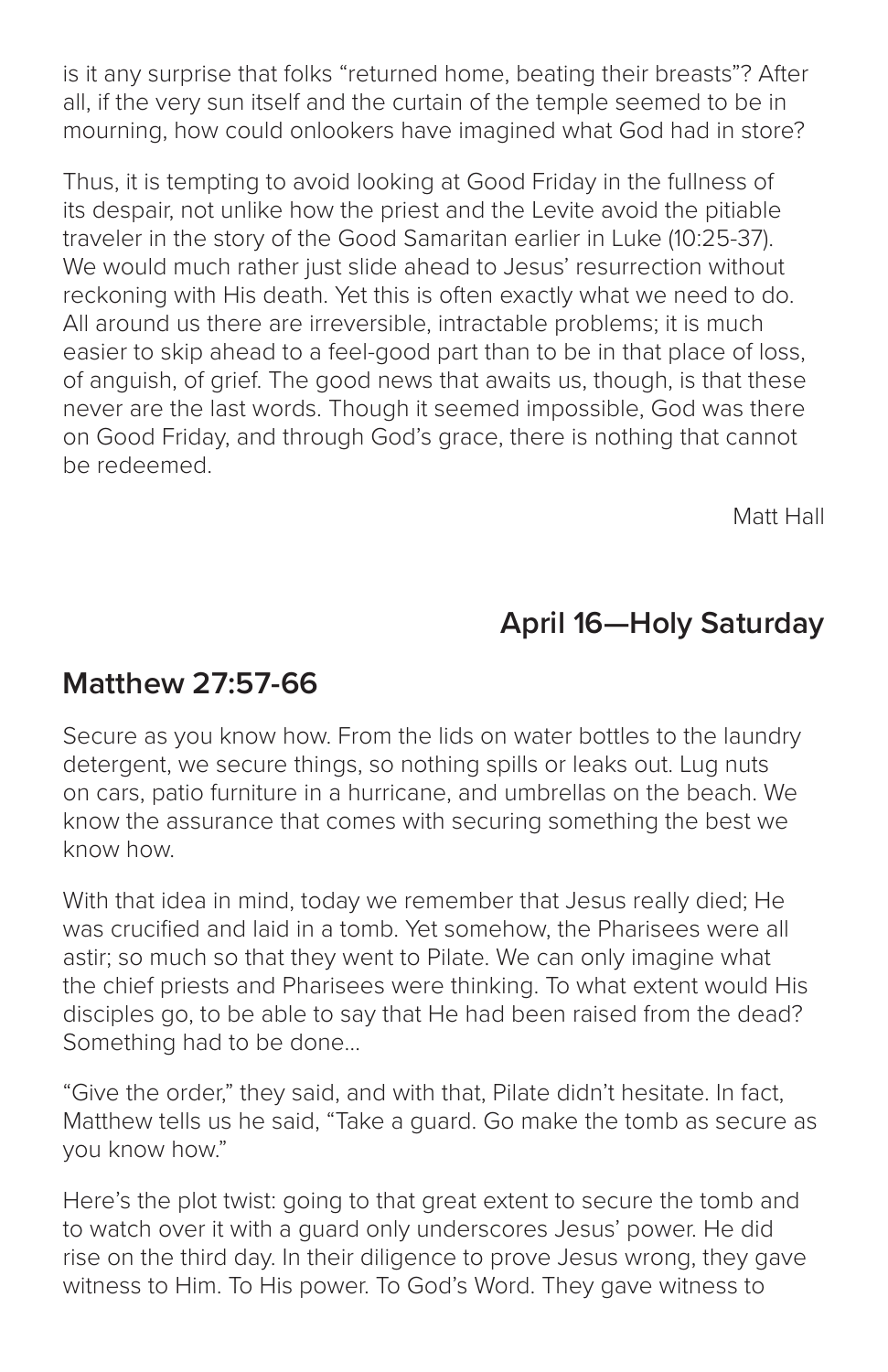is it any surprise that folks "returned home, beating their breasts"? After all, if the very sun itself and the curtain of the temple seemed to be in mourning, how could onlookers have imagined what God had in store?

Thus, it is tempting to avoid looking at Good Friday in the fullness of its despair, not unlike how the priest and the Levite avoid the pitiable traveler in the story of the Good Samaritan earlier in Luke (10:25-37). We would much rather just slide ahead to Jesus' resurrection without reckoning with His death. Yet this is often exactly what we need to do. All around us there are irreversible, intractable problems; it is much easier to skip ahead to a feel-good part than to be in that place of loss, of anguish, of grief. The good news that awaits us, though, is that these never are the last words. Though it seemed impossible, God was there on Good Friday, and through God's grace, there is nothing that cannot be redeemed.

Matt Hall

## April 16—Holy Saturday

## Matthew 27:57-66

Secure as you know how. From the lids on water bottles to the laundry detergent, we secure things, so nothing spills or leaks out. Lug nuts on cars, patio furniture in a hurricane, and umbrellas on the beach. We know the assurance that comes with securing something the best we know how.

With that idea in mind, today we remember that Jesus really died; He was crucified and laid in a tomb. Yet somehow, the Pharisees were all astir; so much so that they went to Pilate. We can only imagine what the chief priests and Pharisees were thinking. To what extent would His disciples go, to be able to say that He had been raised from the dead? Something had to be done...

"Give the order," they said, and with that, Pilate didn't hesitate. In fact, Matthew tells us he said, "Take a guard. Go make the tomb as secure as you know how."

Here's the plot twist: going to that great extent to secure the tomb and to watch over it with a guard only underscores Jesus' power. He did rise on the third day. In their diligence to prove Jesus wrong, they gave witness to Him. To His power. To God's Word. They gave witness to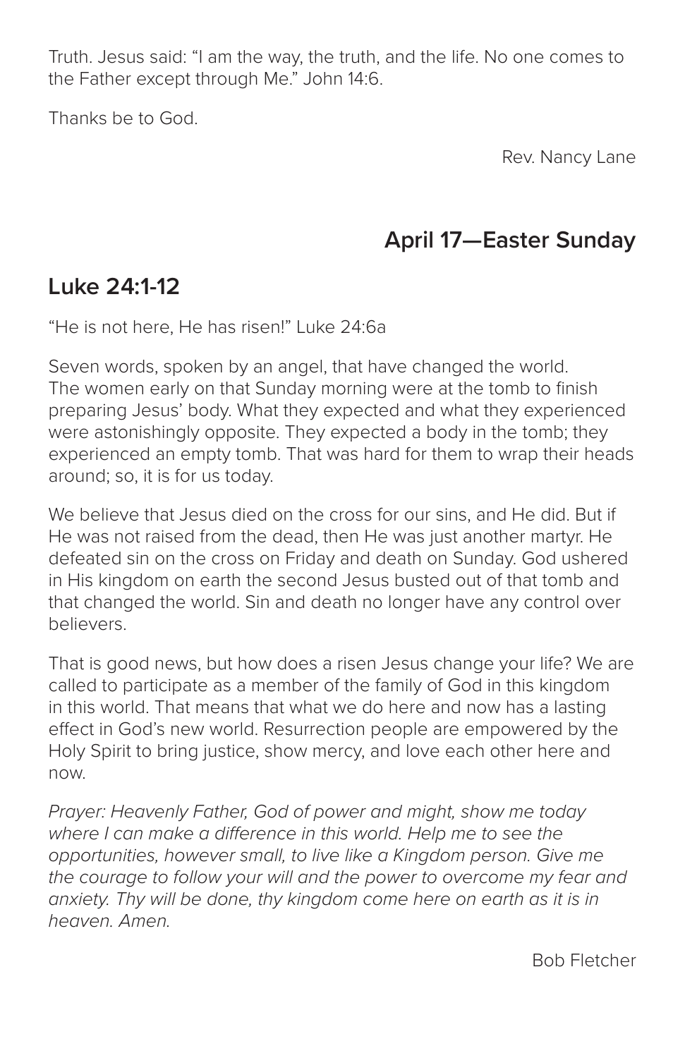Truth. Jesus said: "I am the way, the truth, and the life. No one comes to the Father except through Me." John 14:6.

Thanks be to God.

Rev. Nancy Lane

## April 17—Easter Sunday

## Luke 24:1-12

"He is not here, He has risen!" Luke 24:6a

Seven words, spoken by an angel, that have changed the world. The women early on that Sunday morning were at the tomb to finish preparing Jesus' body. What they expected and what they experienced were astonishingly opposite. They expected a body in the tomb; they experienced an empty tomb. That was hard for them to wrap their heads around; so, it is for us today.

We believe that Jesus died on the cross for our sins, and He did. But if He was not raised from the dead, then He was just another martyr. He defeated sin on the cross on Friday and death on Sunday. God ushered in His kingdom on earth the second Jesus busted out of that tomb and that changed the world. Sin and death no longer have any control over believers.

That is good news, but how does a risen Jesus change your life? We are called to participate as a member of the family of God in this kingdom in this world. That means that what we do here and now has a lasting effect in God's new world. Resurrection people are empowered by the Holy Spirit to bring justice, show mercy, and love each other here and now.

*Prayer: Heavenly Father, God of power and might, show me today where I can make a difference in this world. Help me to see the opportunities, however small, to live like a Kingdom person. Give me the courage to follow your will and the power to overcome my fear and anxiety. Thy will be done, thy kingdom come here on earth as it is in heaven. Amen.*

Bob Fletcher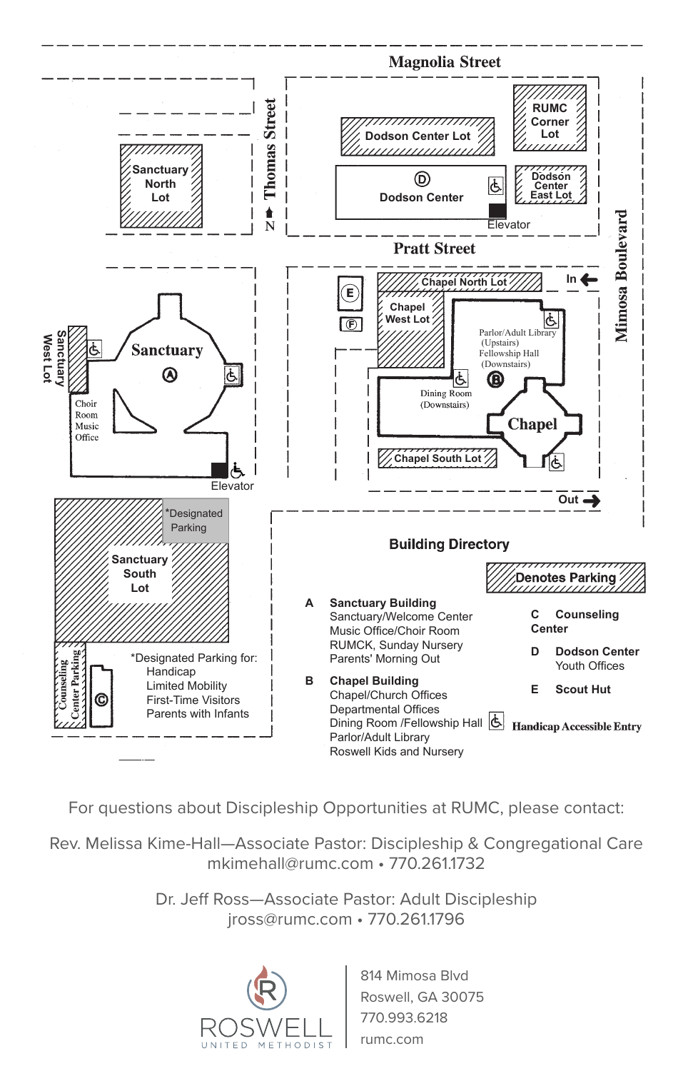Magnolia Street

Thomas Street

N

Sanctuary North Lot

Dodson Center Lot

RUMC Corner Lot

Dodson Center

Dodson Center East Lot

Elevator

Pratt Street

Mimosa Boulevard

In

Out

Chapel North Lot

Chapel West Lot

Parlor/Adult Library (Upstairs)

Fellowship Hall (Downstairs)

Dining Room (Downstairs)

Chapel

Chapel South Lot

Sanctuary

Sanctuary West Lot

Choir Room

Music Office

Elevator

*Designated Parking

Sanctuary South Lot

Counseling Center Parking

*Designated Parking for:
Handicap
Limited Mobility
First-Time Visitors
Parents with Infants

## Building Directory

**A Sanctuary Building**
Sanctuary/Welcome Center
Music Office/Choir Room
RUMCK, Sunday Nursery
Parents' Morning Out

**B Chapel Building**
Chapel/Church Offices
Departmental Offices
Dining Room /Fellowship Hall
Parlor/Adult Library
Roswell Kids and Nursery

Denotes Parking

**C Counseling Center**

**D Dodson Center**
Youth Offices

**E Scout Hut**

Handicap Accessible Entry

For questions about Discipleship Opportunities at RUMC, please contact:

Rev. Melissa Kime-Hall—Associate Pastor: Discipleship & Congregational Care
mkimehall@rumc.com • 770.261.1732

Dr. Jeff Ross—Associate Pastor: Adult Discipleship
jross@rumc.com • 770.261.1796

ROSWELL UNITED METHODIST

814 Mimosa Blvd
Roswell, GA 30075
770.993.6218
rumc.com